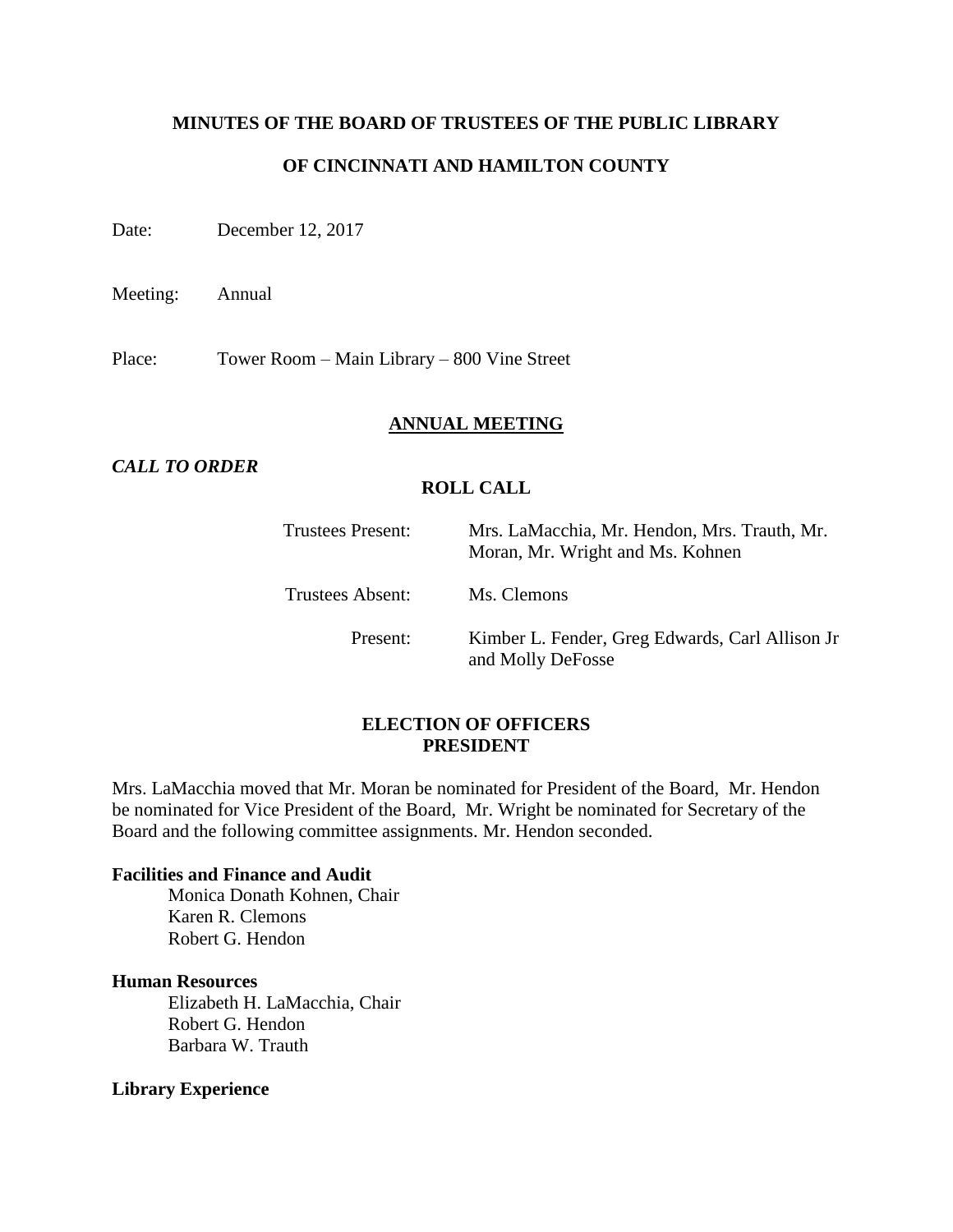**MINUTES OF THE BOARD OF TRUSTEES OF THE PUBLIC LIBRARY**

**OF CINCINNATI AND HAMILTON COUNTY**

Date: December 12, 2017

Meeting: Annual

Place: Tower Room – Main Library – 800 Vine Street

## ANNUAL MEETING

***CALL TO ORDER***

**ROLL CALL**

Trustees Present: Mrs. LaMacchia, Mr. Hendon, Mrs. Trauth, Mr. Moran, Mr. Wright and Ms. Kohnen

Trustees Absent: Ms. Clemons

Present: Kimber L. Fender, Greg Edwards, Carl Allison Jr and Molly DeFosse

**ELECTION OF OFFICERS**
**PRESIDENT**

Mrs. LaMacchia moved that Mr. Moran be nominated for President of the Board, Mr. Hendon be nominated for Vice President of the Board, Mr. Wright be nominated for Secretary of the Board and the following committee assignments. Mr. Hendon seconded.

**Facilities and Finance and Audit**
Monica Donath Kohnen, Chair
Karen R. Clemons
Robert G. Hendon

**Human Resources**
Elizabeth H. LaMacchia, Chair
Robert G. Hendon
Barbara W. Trauth

**Library Experience**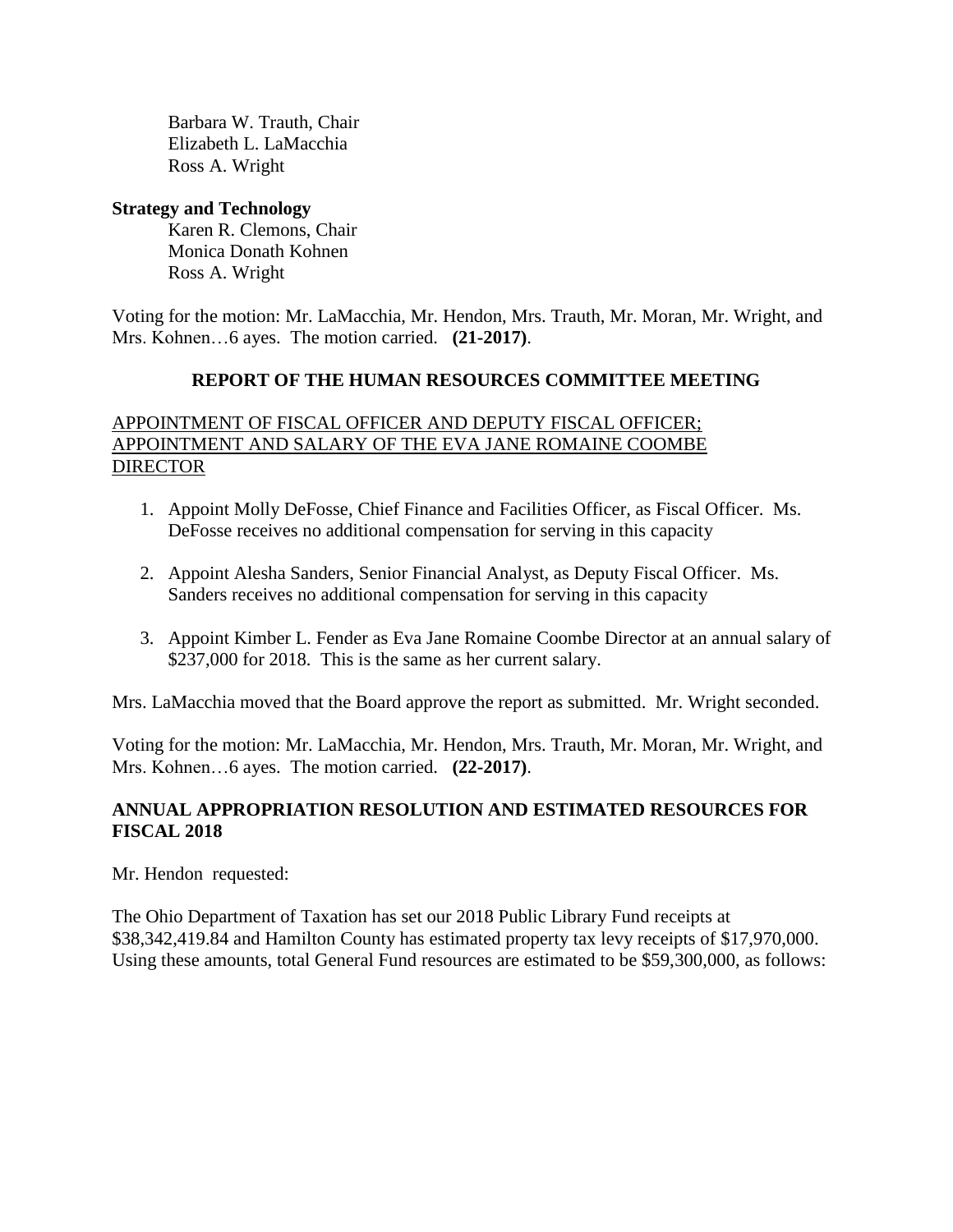Barbara W. Trauth, Chair
Elizabeth L. LaMacchia
Ross A. Wright

**Strategy and Technology**

Karen R. Clemons, Chair
Monica Donath Kohnen
Ross A. Wright

Voting for the motion: Mr. LaMacchia, Mr. Hendon, Mrs. Trauth, Mr. Moran, Mr. Wright, and Mrs. Kohnen…6 ayes. The motion carried. **(21-2017)**.

## REPORT OF THE HUMAN RESOURCES COMMITTEE MEETING

APPOINTMENT OF FISCAL OFFICER AND DEPUTY FISCAL OFFICER; APPOINTMENT AND SALARY OF THE EVA JANE ROMAINE COOMBE DIRECTOR

1. Appoint Molly DeFosse, Chief Finance and Facilities Officer, as Fiscal Officer. Ms. DeFosse receives no additional compensation for serving in this capacity

2. Appoint Alesha Sanders, Senior Financial Analyst, as Deputy Fiscal Officer. Ms. Sanders receives no additional compensation for serving in this capacity

3. Appoint Kimber L. Fender as Eva Jane Romaine Coombe Director at an annual salary of $237,000 for 2018. This is the same as her current salary.

Mrs. LaMacchia moved that the Board approve the report as submitted. Mr. Wright seconded.

Voting for the motion: Mr. LaMacchia, Mr. Hendon, Mrs. Trauth, Mr. Moran, Mr. Wright, and Mrs. Kohnen…6 ayes. The motion carried. **(22-2017)**.

## ANNUAL APPROPRIATION RESOLUTION AND ESTIMATED RESOURCES FOR FISCAL 2018

Mr. Hendon requested:

The Ohio Department of Taxation has set our 2018 Public Library Fund receipts at $38,342,419.84 and Hamilton County has estimated property tax levy receipts of $17,970,000. Using these amounts, total General Fund resources are estimated to be $59,300,000, as follows: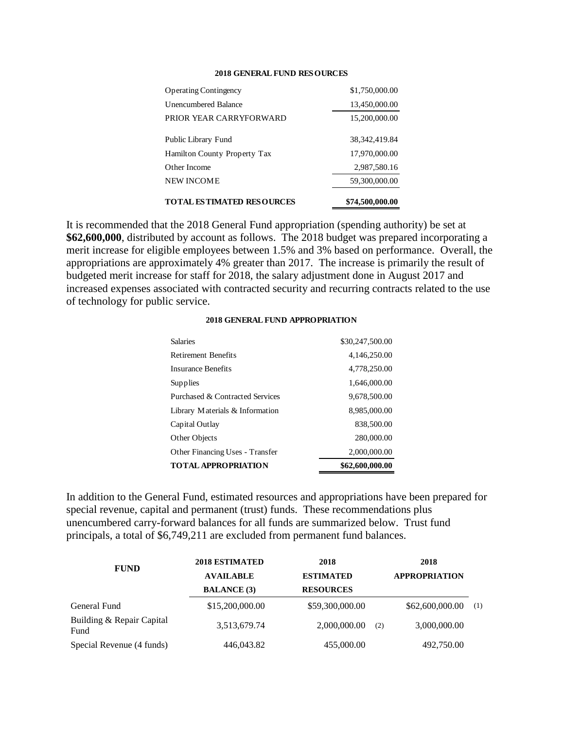**2018 GENERAL FUND RESOURCES**

| | |
|---|---|
| Operating Contingency | $1,750,000.00 |
| Unencumbered Balance | 13,450,000.00 |
| PRIOR YEAR CARRYFORWARD | 15,200,000.00 |
| Public Library Fund | 38,342,419.84 |
| Hamilton County Property Tax | 17,970,000.00 |
| Other Income | 2,987,580.16 |
| NEW INCOME | 59,300,000.00 |
| **TOTAL ESTIMATED RESOURCES** | **$74,500,000.00** |

It is recommended that the 2018 General Fund appropriation (spending authority) be set at **$62,600,000**, distributed by account as follows. The 2018 budget was prepared incorporating a merit increase for eligible employees between 1.5% and 3% based on performance. Overall, the appropriations are approximately 4% greater than 2017. The increase is primarily the result of budgeted merit increase for staff for 2018, the salary adjustment done in August 2017 and increased expenses associated with contracted security and recurring contracts related to the use of technology for public service.

**2018 GENERAL FUND APPROPRIATION**

| | |
|---|---|
| Salaries | $30,247,500.00 |
| Retirement Benefits | 4,146,250.00 |
| Insurance Benefits | 4,778,250.00 |
| Supplies | 1,646,000.00 |
| Purchased & Contracted Services | 9,678,500.00 |
| Library Materials & Information | 8,985,000.00 |
| Capital Outlay | 838,500.00 |
| Other Objects | 280,000.00 |
| Other Financing Uses - Transfer | 2,000,000.00 |
| **TOTAL APPROPRIATION** | **$62,600,000.00** |

In addition to the General Fund, estimated resources and appropriations have been prepared for special revenue, capital and permanent (trust) funds. These recommendations plus unencumbered carry-forward balances for all funds are summarized below. Trust fund principals, a total of $6,749,211 are excluded from permanent fund balances.

| FUND | 2018 ESTIMATED AVAILABLE BALANCE (3) | 2018 ESTIMATED RESOURCES | 2018 APPROPRIATION |
|---|---|---|---|
| General Fund | $15,200,000.00 | $59,300,000.00 | $62,600,000.00 (1) |
| Building & Repair Capital Fund | 3,513,679.74 | 2,000,000.00 (2) | 3,000,000.00 |
| Special Revenue (4 funds) | 446,043.82 | 455,000.00 | 492,750.00 |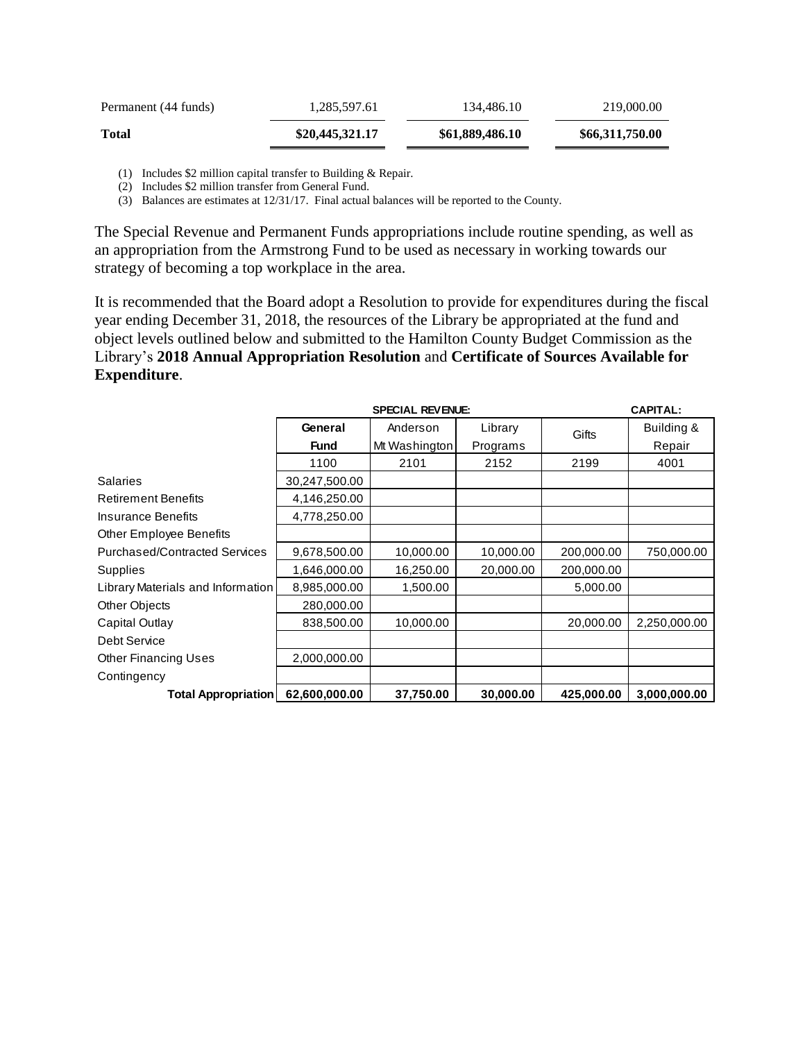| Permanent (44 funds) | 1,285,597.61 | 134,486.10 | 219,000.00 |
|---|---|---|---|
| **Total** | **$20,445,321.17** | **$61,889,486.10** | **$66,311,750.00** |

(1) Includes $2 million capital transfer to Building & Repair.
(2) Includes $2 million transfer from General Fund.
(3) Balances are estimates at 12/31/17. Final actual balances will be reported to the County.

The Special Revenue and Permanent Funds appropriations include routine spending, as well as an appropriation from the Armstrong Fund to be used as necessary in working towards our strategy of becoming a top workplace in the area.

It is recommended that the Board adopt a Resolution to provide for expenditures during the fiscal year ending December 31, 2018, the resources of the Library be appropriated at the fund and object levels outlined below and submitted to the Hamilton County Budget Commission as the Library's **2018 Annual Appropriation Resolution** and **Certificate of Sources Available for Expenditure**.

| | | **SPECIAL REVENUE:** | | | **CAPITAL:** |
|---|---|---|---|---|---|
| | **General Fund** | Anderson Mt Washington | Library Programs | Gifts | Building & Repair |
| | 1100 | 2101 | 2152 | 2199 | 4001 |
| Salaries | 30,247,500.00 | | | | |
| Retirement Benefits | 4,146,250.00 | | | | |
| Insurance Benefits | 4,778,250.00 | | | | |
| Other Employee Benefits | | | | | |
| Purchased/Contracted Services | 9,678,500.00 | 10,000.00 | 10,000.00 | 200,000.00 | 750,000.00 |
| Supplies | 1,646,000.00 | 16,250.00 | 20,000.00 | 200,000.00 | |
| Library Materials and Information | 8,985,000.00 | 1,500.00 | | 5,000.00 | |
| Other Objects | 280,000.00 | | | | |
| Capital Outlay | 838,500.00 | 10,000.00 | | 20,000.00 | 2,250,000.00 |
| Debt Service | | | | | |
| Other Financing Uses | 2,000,000.00 | | | | |
| Contingency | | | | | |
| **Total Appropriation** | **62,600,000.00** | **37,750.00** | **30,000.00** | **425,000.00** | **3,000,000.00** |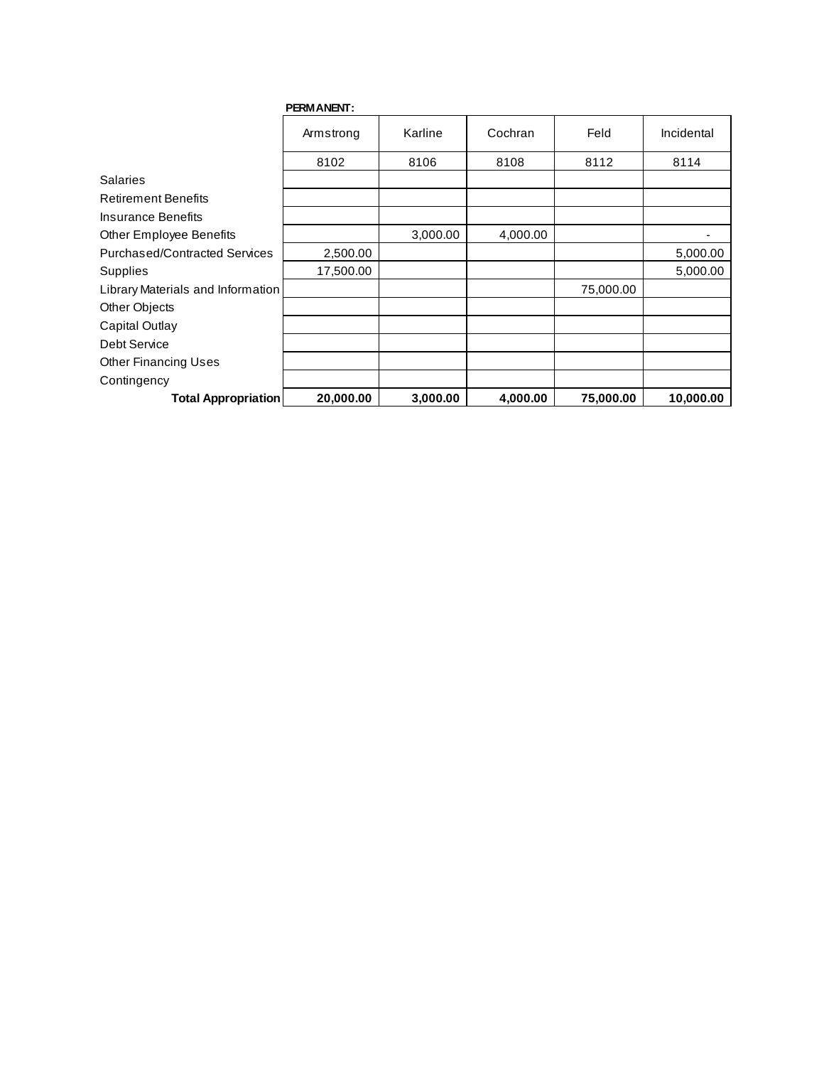**PERMANENT:**

| | Armstrong | Karline | Cochran | Feld | Incidental |
|---|---|---|---|---|---|
| | 8102 | 8106 | 8108 | 8112 | 8114 |
| Salaries | | | | | |
| Retirement Benefits | | | | | |
| Insurance Benefits | | | | | |
| Other Employee Benefits | | 3,000.00 | 4,000.00 | | - |
| Purchased/Contracted Services | 2,500.00 | | | | 5,000.00 |
| Supplies | 17,500.00 | | | | 5,000.00 |
| Library Materials and Information | | | | 75,000.00 | |
| Other Objects | | | | | |
| Capital Outlay | | | | | |
| Debt Service | | | | | |
| Other Financing Uses | | | | | |
| Contingency | | | | | |
| **Total Appropriation** | **20,000.00** | **3,000.00** | **4,000.00** | **75,000.00** | **10,000.00** |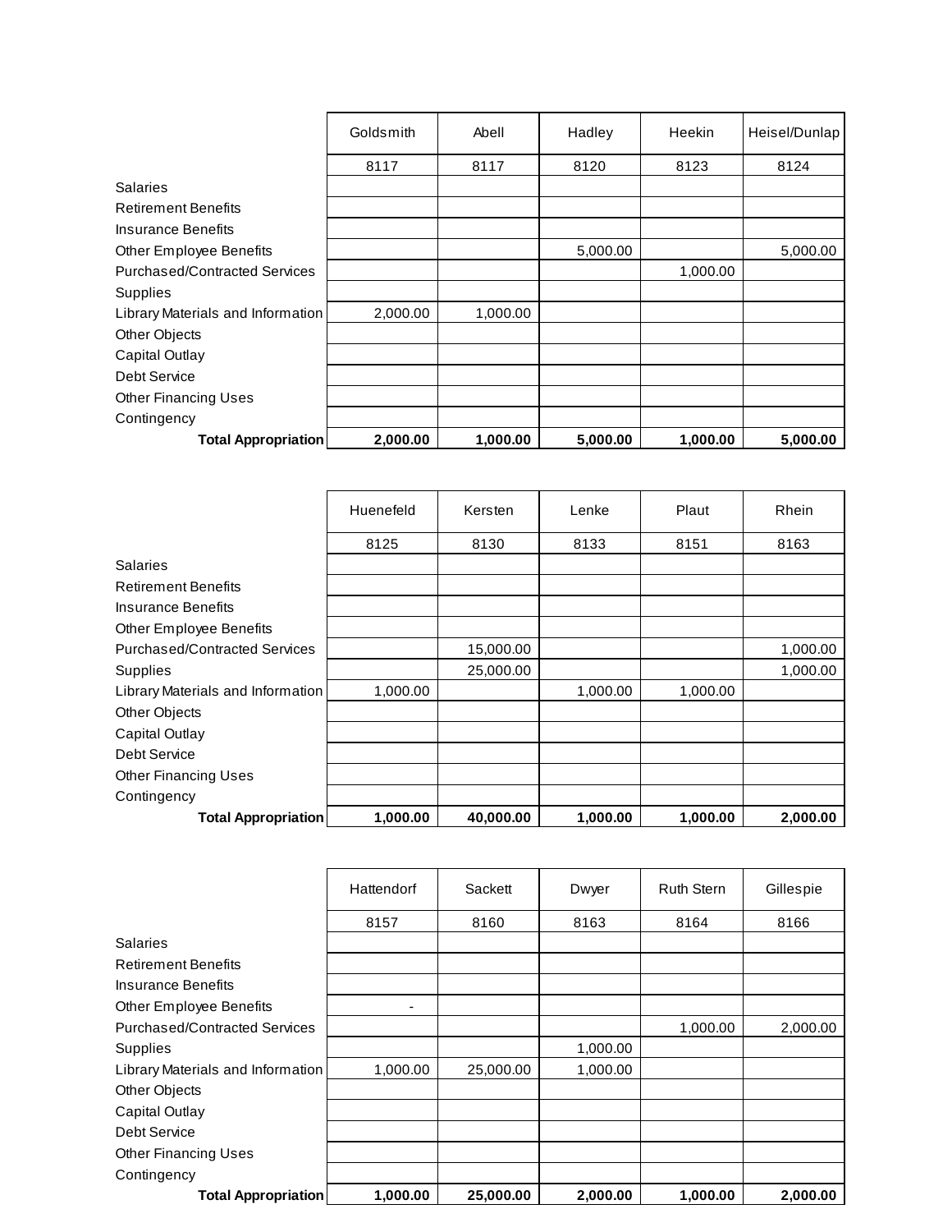| | Goldsmith | Abell | Hadley | Heekin | Heisel/Dunlap |
|---|---|---|---|---|---|
| | 8117 | 8117 | 8120 | 8123 | 8124 |
| Salaries | | | | | |
| Retirement Benefits | | | | | |
| Insurance Benefits | | | | | |
| Other Employee Benefits | | | 5,000.00 | | 5,000.00 |
| Purchased/Contracted Services | | | | 1,000.00 | |
| Supplies | | | | | |
| Library Materials and Information | 2,000.00 | 1,000.00 | | | |
| Other Objects | | | | | |
| Capital Outlay | | | | | |
| Debt Service | | | | | |
| Other Financing Uses | | | | | |
| Contingency | | | | | |
| **Total Appropriation** | **2,000.00** | **1,000.00** | **5,000.00** | **1,000.00** | **5,000.00** |

| | Huenefeld | Kersten | Lenke | Plaut | Rhein |
|---|---|---|---|---|---|
| | 8125 | 8130 | 8133 | 8151 | 8163 |
| Salaries | | | | | |
| Retirement Benefits | | | | | |
| Insurance Benefits | | | | | |
| Other Employee Benefits | | | | | |
| Purchased/Contracted Services | | 15,000.00 | | | 1,000.00 |
| Supplies | | 25,000.00 | | | 1,000.00 |
| Library Materials and Information | 1,000.00 | | 1,000.00 | 1,000.00 | |
| Other Objects | | | | | |
| Capital Outlay | | | | | |
| Debt Service | | | | | |
| Other Financing Uses | | | | | |
| Contingency | | | | | |
| **Total Appropriation** | **1,000.00** | **40,000.00** | **1,000.00** | **1,000.00** | **2,000.00** |

| | Hattendorf | Sackett | Dwyer | Ruth Stern | Gillespie |
|---|---|---|---|---|---|
| | 8157 | 8160 | 8163 | 8164 | 8166 |
| Salaries | | | | | |
| Retirement Benefits | | | | | |
| Insurance Benefits | | | | | |
| Other Employee Benefits | - | | | | |
| Purchased/Contracted Services | | | | 1,000.00 | 2,000.00 |
| Supplies | | | 1,000.00 | | |
| Library Materials and Information | 1,000.00 | 25,000.00 | 1,000.00 | | |
| Other Objects | | | | | |
| Capital Outlay | | | | | |
| Debt Service | | | | | |
| Other Financing Uses | | | | | |
| Contingency | | | | | |
| **Total Appropriation** | **1,000.00** | **25,000.00** | **2,000.00** | **1,000.00** | **2,000.00** |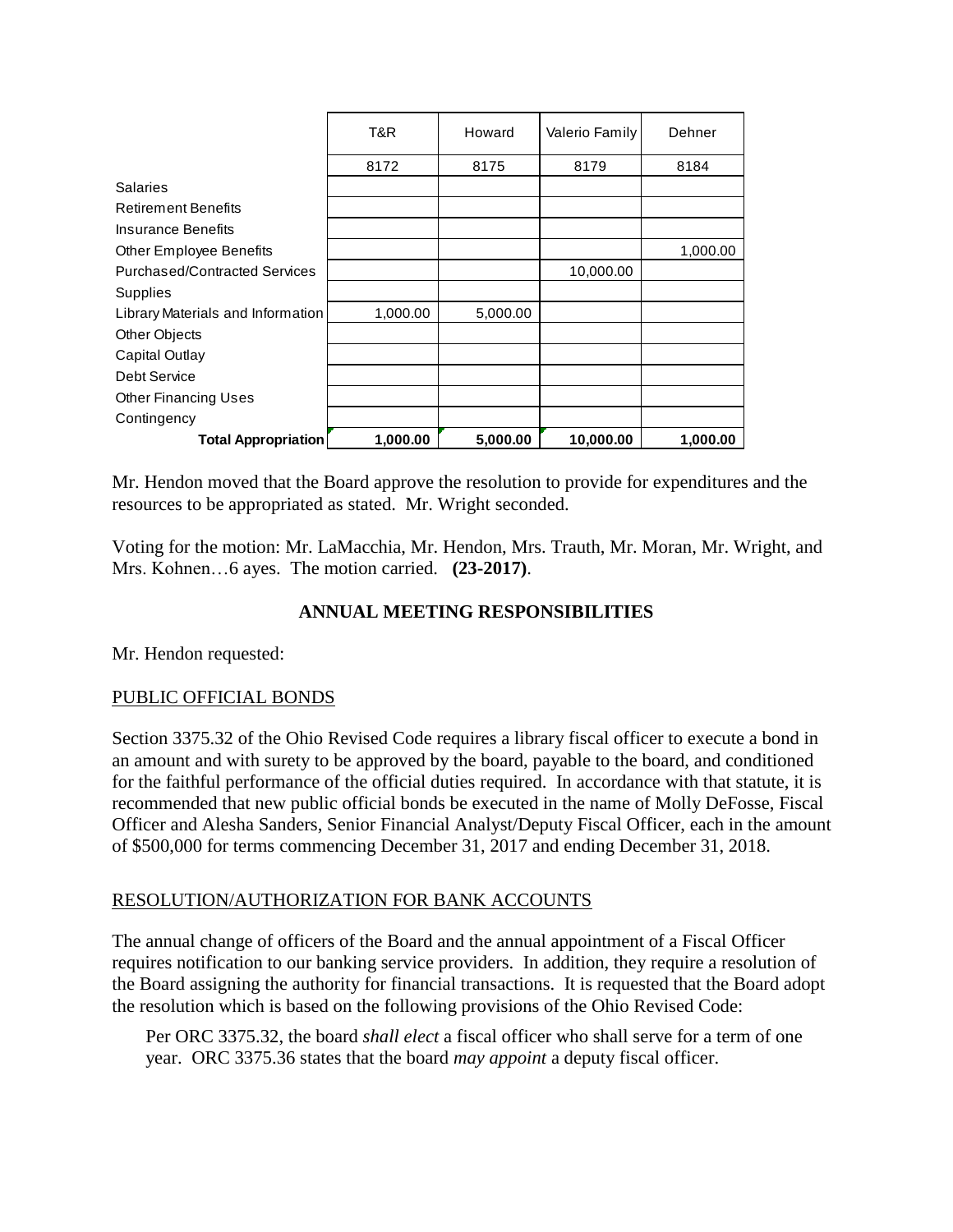| | T&R | Howard | Valerio Family | Dehner |
|---|---|---|---|---|
| | 8172 | 8175 | 8179 | 8184 |
| Salaries | | | | |
| Retirement Benefits | | | | |
| Insurance Benefits | | | | |
| Other Employee Benefits | | | | 1,000.00 |
| Purchased/Contracted Services | | | 10,000.00 | |
| Supplies | | | | |
| Library Materials and Information | 1,000.00 | 5,000.00 | | |
| Other Objects | | | | |
| Capital Outlay | | | | |
| Debt Service | | | | |
| Other Financing Uses | | | | |
| Contingency | | | | |
| **Total Appropriation** | **1,000.00** | **5,000.00** | **10,000.00** | **1,000.00** |

Mr. Hendon moved that the Board approve the resolution to provide for expenditures and the resources to be appropriated as stated. Mr. Wright seconded.

Voting for the motion: Mr. LaMacchia, Mr. Hendon, Mrs. Trauth, Mr. Moran, Mr. Wright, and Mrs. Kohnen…6 ayes. The motion carried. **(23-2017)**.

## ANNUAL MEETING RESPONSIBILITIES

Mr. Hendon requested:

PUBLIC OFFICIAL BONDS

Section 3375.32 of the Ohio Revised Code requires a library fiscal officer to execute a bond in an amount and with surety to be approved by the board, payable to the board, and conditioned for the faithful performance of the official duties required. In accordance with that statute, it is recommended that new public official bonds be executed in the name of Molly DeFosse, Fiscal Officer and Alesha Sanders, Senior Financial Analyst/Deputy Fiscal Officer, each in the amount of $500,000 for terms commencing December 31, 2017 and ending December 31, 2018.

RESOLUTION/AUTHORIZATION FOR BANK ACCOUNTS

The annual change of officers of the Board and the annual appointment of a Fiscal Officer requires notification to our banking service providers. In addition, they require a resolution of the Board assigning the authority for financial transactions. It is requested that the Board adopt the resolution which is based on the following provisions of the Ohio Revised Code:

> Per ORC 3375.32, the board *shall elect* a fiscal officer who shall serve for a term of one year. ORC 3375.36 states that the board *may appoint* a deputy fiscal officer.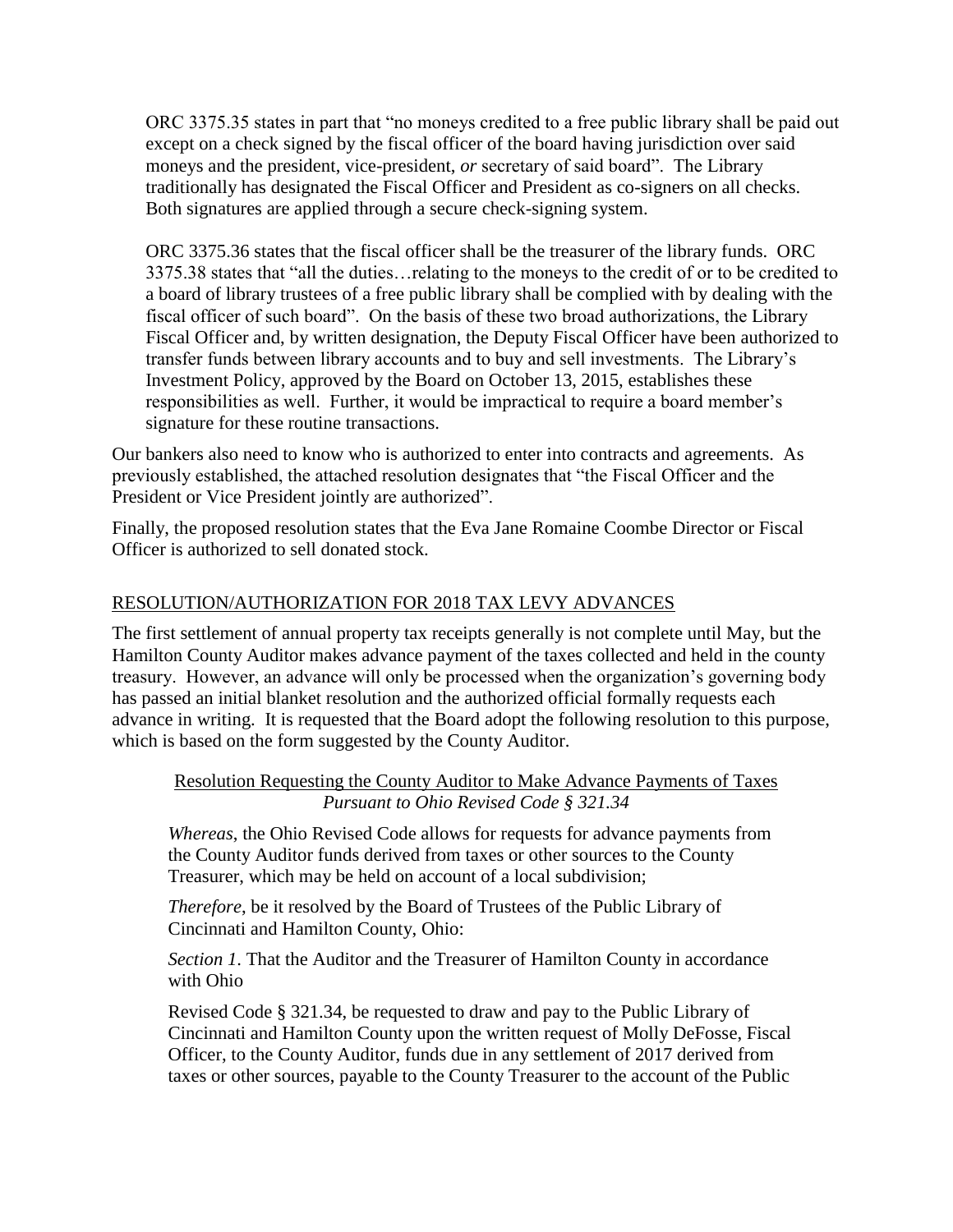ORC 3375.35 states in part that "no moneys credited to a free public library shall be paid out except on a check signed by the fiscal officer of the board having jurisdiction over said moneys and the president, vice-president, *or* secretary of said board". The Library traditionally has designated the Fiscal Officer and President as co-signers on all checks. Both signatures are applied through a secure check-signing system.

ORC 3375.36 states that the fiscal officer shall be the treasurer of the library funds. ORC 3375.38 states that "all the duties…relating to the moneys to the credit of or to be credited to a board of library trustees of a free public library shall be complied with by dealing with the fiscal officer of such board". On the basis of these two broad authorizations, the Library Fiscal Officer and, by written designation, the Deputy Fiscal Officer have been authorized to transfer funds between library accounts and to buy and sell investments. The Library's Investment Policy, approved by the Board on October 13, 2015, establishes these responsibilities as well. Further, it would be impractical to require a board member's signature for these routine transactions.

Our bankers also need to know who is authorized to enter into contracts and agreements. As previously established, the attached resolution designates that "the Fiscal Officer and the President or Vice President jointly are authorized".

Finally, the proposed resolution states that the Eva Jane Romaine Coombe Director or Fiscal Officer is authorized to sell donated stock.

<u>RESOLUTION/AUTHORIZATION FOR 2018 TAX LEVY ADVANCES</u>

The first settlement of annual property tax receipts generally is not complete until May, but the Hamilton County Auditor makes advance payment of the taxes collected and held in the county treasury. However, an advance will only be processed when the organization's governing body has passed an initial blanket resolution and the authorized official formally requests each advance in writing. It is requested that the Board adopt the following resolution to this purpose, which is based on the form suggested by the County Auditor.

<u>Resolution Requesting the County Auditor to Make Advance Payments of Taxes</u>
*Pursuant to Ohio Revised Code § 321.34*

*Whereas*, the Ohio Revised Code allows for requests for advance payments from the County Auditor funds derived from taxes or other sources to the County Treasurer, which may be held on account of a local subdivision;

*Therefore*, be it resolved by the Board of Trustees of the Public Library of Cincinnati and Hamilton County, Ohio:

*Section 1*. That the Auditor and the Treasurer of Hamilton County in accordance with Ohio

Revised Code § 321.34, be requested to draw and pay to the Public Library of Cincinnati and Hamilton County upon the written request of Molly DeFosse, Fiscal Officer, to the County Auditor, funds due in any settlement of 2017 derived from taxes or other sources, payable to the County Treasurer to the account of the Public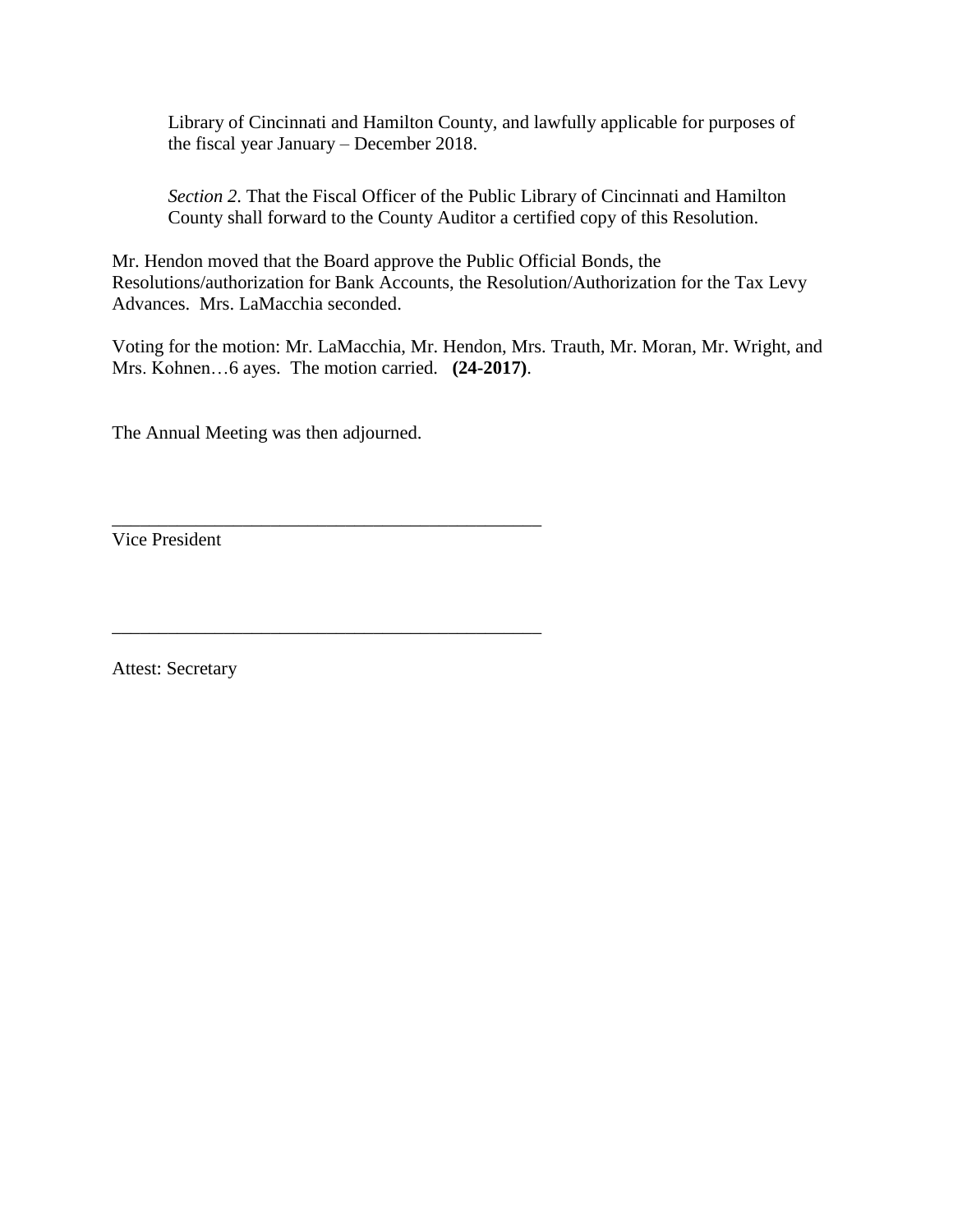Library of Cincinnati and Hamilton County, and lawfully applicable for purposes of the fiscal year January – December 2018.

*Section 2.* That the Fiscal Officer of the Public Library of Cincinnati and Hamilton County shall forward to the County Auditor a certified copy of this Resolution.

Mr. Hendon moved that the Board approve the Public Official Bonds, the Resolutions/authorization for Bank Accounts, the Resolution/Authorization for the Tax Levy Advances. Mrs. LaMacchia seconded.

Voting for the motion: Mr. LaMacchia, Mr. Hendon, Mrs. Trauth, Mr. Moran, Mr. Wright, and Mrs. Kohnen…6 ayes. The motion carried. **(24-2017)**.

The Annual Meeting was then adjourned.

\_\_\_\_\_\_\_\_\_\_\_\_\_\_\_\_\_\_\_\_\_\_\_\_\_\_\_\_\_\_\_\_\_\_\_\_\_\_\_\_\_\_\_\_\_\_
Vice President

\_\_\_\_\_\_\_\_\_\_\_\_\_\_\_\_\_\_\_\_\_\_\_\_\_\_\_\_\_\_\_\_\_\_\_\_\_\_\_\_\_\_\_\_\_\_

Attest: Secretary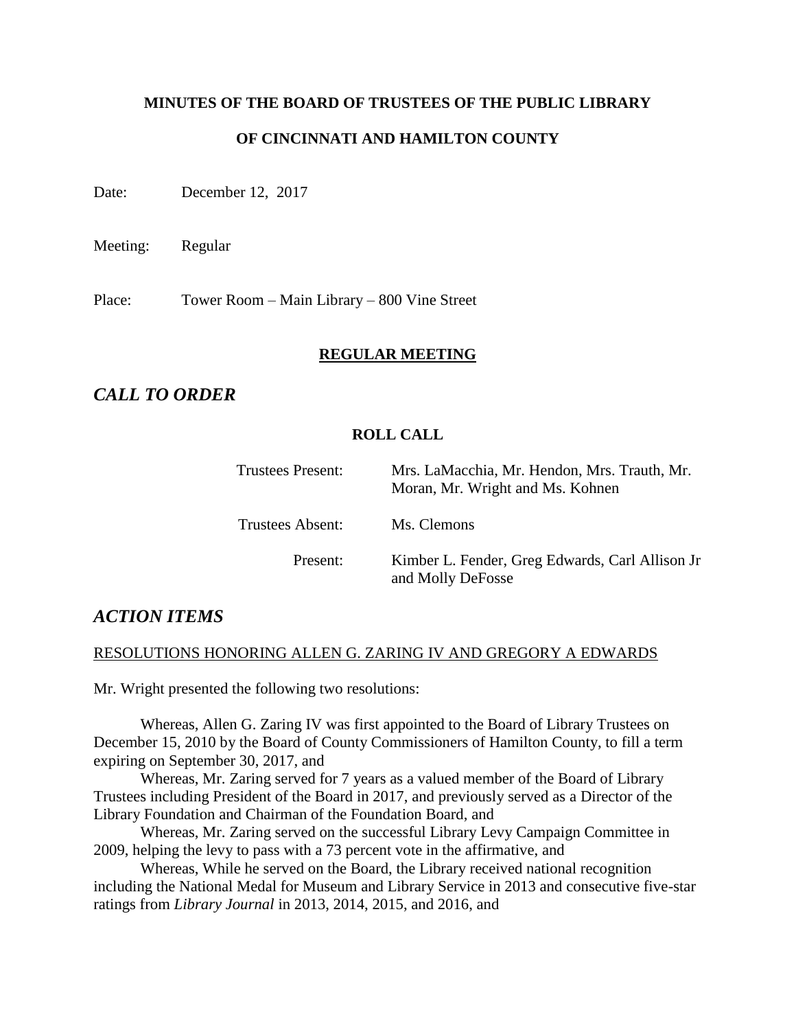**MINUTES OF THE BOARD OF TRUSTEES OF THE PUBLIC LIBRARY**

**OF CINCINNATI AND HAMILTON COUNTY**

Date: December 12, 2017

Meeting: Regular

Place: Tower Room – Main Library – 800 Vine Street

**REGULAR MEETING**

## *CALL TO ORDER*

**ROLL CALL**

| | |
|---|---|
| Trustees Present: | Mrs. LaMacchia, Mr. Hendon, Mrs. Trauth, Mr. Moran, Mr. Wright and Ms. Kohnen |
| Trustees Absent: | Ms. Clemons |
| Present: | Kimber L. Fender, Greg Edwards, Carl Allison Jr and Molly DeFosse |

## *ACTION ITEMS*

RESOLUTIONS HONORING ALLEN G. ZARING IV AND GREGORY A EDWARDS

Mr. Wright presented the following two resolutions:

Whereas, Allen G. Zaring IV was first appointed to the Board of Library Trustees on December 15, 2010 by the Board of County Commissioners of Hamilton County, to fill a term expiring on September 30, 2017, and

Whereas, Mr. Zaring served for 7 years as a valued member of the Board of Library Trustees including President of the Board in 2017, and previously served as a Director of the Library Foundation and Chairman of the Foundation Board, and

Whereas, Mr. Zaring served on the successful Library Levy Campaign Committee in 2009, helping the levy to pass with a 73 percent vote in the affirmative, and

Whereas, While he served on the Board, the Library received national recognition including the National Medal for Museum and Library Service in 2013 and consecutive five-star ratings from *Library Journal* in 2013, 2014, 2015, and 2016, and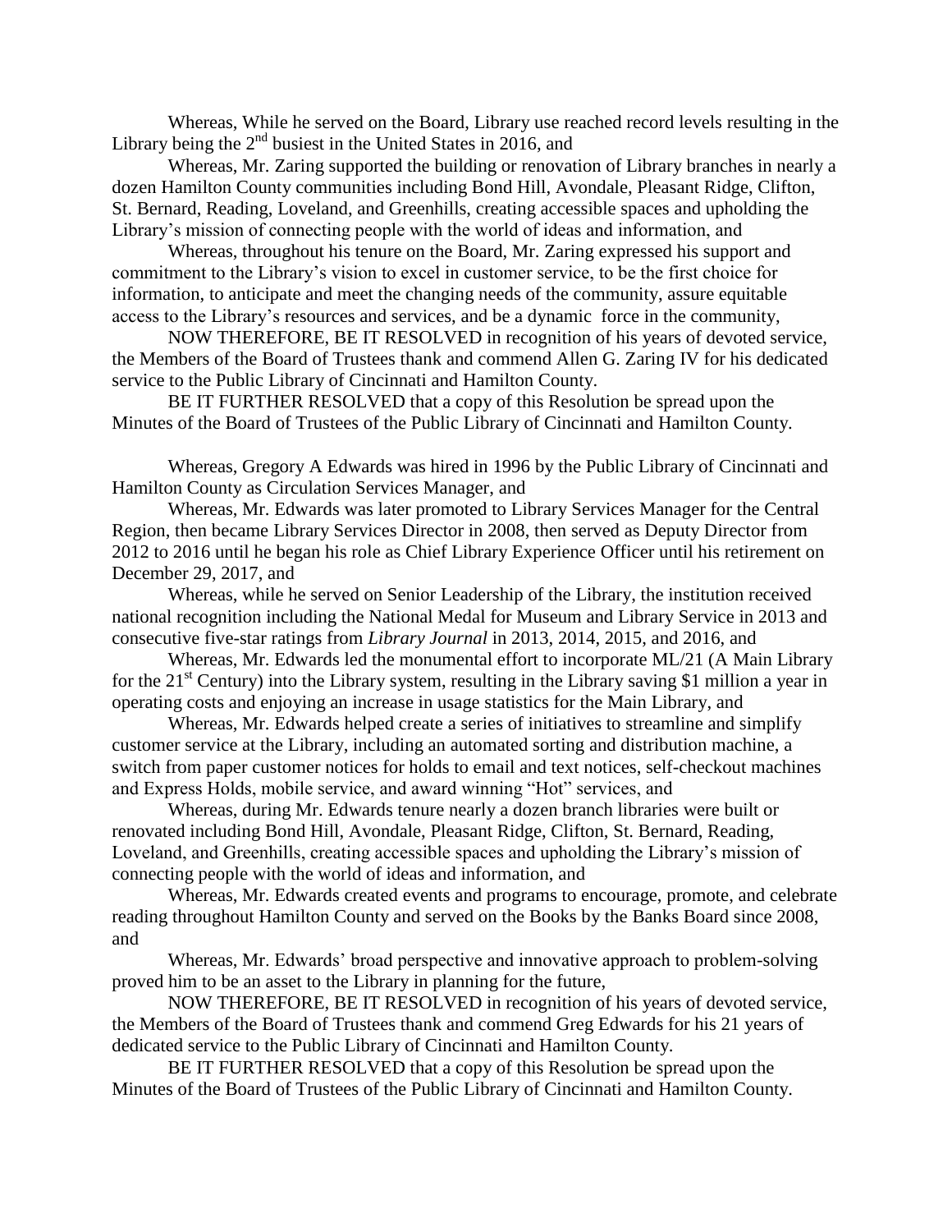Whereas, While he served on the Board, Library use reached record levels resulting in the Library being the 2nd busiest in the United States in 2016, and

Whereas, Mr. Zaring supported the building or renovation of Library branches in nearly a dozen Hamilton County communities including Bond Hill, Avondale, Pleasant Ridge, Clifton, St. Bernard, Reading, Loveland, and Greenhills, creating accessible spaces and upholding the Library's mission of connecting people with the world of ideas and information, and

Whereas, throughout his tenure on the Board, Mr. Zaring expressed his support and commitment to the Library's vision to excel in customer service, to be the first choice for information, to anticipate and meet the changing needs of the community, assure equitable access to the Library's resources and services, and be a dynamic force in the community,

NOW THEREFORE, BE IT RESOLVED in recognition of his years of devoted service, the Members of the Board of Trustees thank and commend Allen G. Zaring IV for his dedicated service to the Public Library of Cincinnati and Hamilton County.

BE IT FURTHER RESOLVED that a copy of this Resolution be spread upon the Minutes of the Board of Trustees of the Public Library of Cincinnati and Hamilton County.

Whereas, Gregory A Edwards was hired in 1996 by the Public Library of Cincinnati and Hamilton County as Circulation Services Manager, and

Whereas, Mr. Edwards was later promoted to Library Services Manager for the Central Region, then became Library Services Director in 2008, then served as Deputy Director from 2012 to 2016 until he began his role as Chief Library Experience Officer until his retirement on December 29, 2017, and

Whereas, while he served on Senior Leadership of the Library, the institution received national recognition including the National Medal for Museum and Library Service in 2013 and consecutive five-star ratings from *Library Journal* in 2013, 2014, 2015, and 2016, and

Whereas, Mr. Edwards led the monumental effort to incorporate ML/21 (A Main Library for the 21st Century) into the Library system, resulting in the Library saving $1 million a year in operating costs and enjoying an increase in usage statistics for the Main Library, and

Whereas, Mr. Edwards helped create a series of initiatives to streamline and simplify customer service at the Library, including an automated sorting and distribution machine, a switch from paper customer notices for holds to email and text notices, self-checkout machines and Express Holds, mobile service, and award winning "Hot" services, and

Whereas, during Mr. Edwards tenure nearly a dozen branch libraries were built or renovated including Bond Hill, Avondale, Pleasant Ridge, Clifton, St. Bernard, Reading, Loveland, and Greenhills, creating accessible spaces and upholding the Library's mission of connecting people with the world of ideas and information, and

Whereas, Mr. Edwards created events and programs to encourage, promote, and celebrate reading throughout Hamilton County and served on the Books by the Banks Board since 2008, and

Whereas, Mr. Edwards' broad perspective and innovative approach to problem-solving proved him to be an asset to the Library in planning for the future,

NOW THEREFORE, BE IT RESOLVED in recognition of his years of devoted service, the Members of the Board of Trustees thank and commend Greg Edwards for his 21 years of dedicated service to the Public Library of Cincinnati and Hamilton County.

BE IT FURTHER RESOLVED that a copy of this Resolution be spread upon the Minutes of the Board of Trustees of the Public Library of Cincinnati and Hamilton County.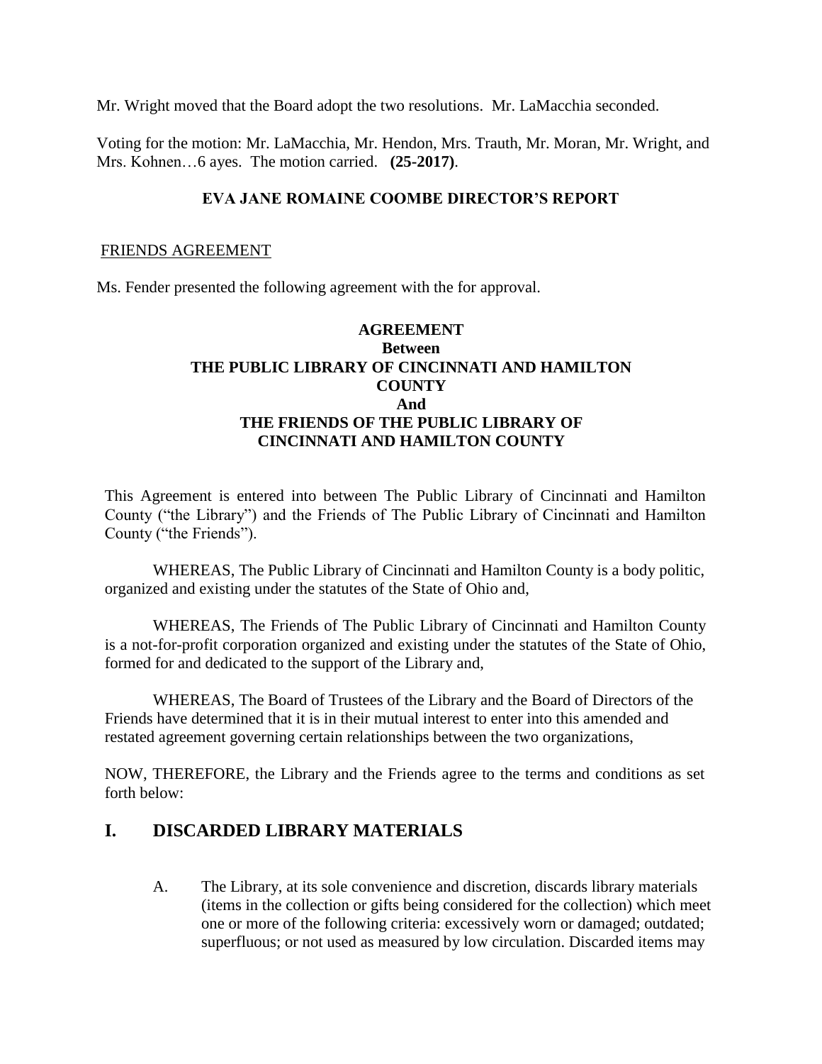Mr. Wright moved that the Board adopt the two resolutions. Mr. LaMacchia seconded.

Voting for the motion: Mr. LaMacchia, Mr. Hendon, Mrs. Trauth, Mr. Moran, Mr. Wright, and Mrs. Kohnen…6 ayes. The motion carried. **(25-2017)**.

## EVA JANE ROMAINE COOMBE DIRECTOR'S REPORT

FRIENDS AGREEMENT

Ms. Fender presented the following agreement with the for approval.

**AGREEMENT**
**Between**
**THE PUBLIC LIBRARY OF CINCINNATI AND HAMILTON COUNTY**
**And**
**THE FRIENDS OF THE PUBLIC LIBRARY OF CINCINNATI AND HAMILTON COUNTY**

This Agreement is entered into between The Public Library of Cincinnati and Hamilton County ("the Library") and the Friends of The Public Library of Cincinnati and Hamilton County ("the Friends").

WHEREAS, The Public Library of Cincinnati and Hamilton County is a body politic, organized and existing under the statutes of the State of Ohio and,

WHEREAS, The Friends of The Public Library of Cincinnati and Hamilton County is a not-for-profit corporation organized and existing under the statutes of the State of Ohio, formed for and dedicated to the support of the Library and,

WHEREAS, The Board of Trustees of the Library and the Board of Directors of the Friends have determined that it is in their mutual interest to enter into this amended and restated agreement governing certain relationships between the two organizations,

NOW, THEREFORE, the Library and the Friends agree to the terms and conditions as set forth below:

## I. DISCARDED LIBRARY MATERIALS

A. The Library, at its sole convenience and discretion, discards library materials (items in the collection or gifts being considered for the collection) which meet one or more of the following criteria: excessively worn or damaged; outdated; superfluous; or not used as measured by low circulation. Discarded items may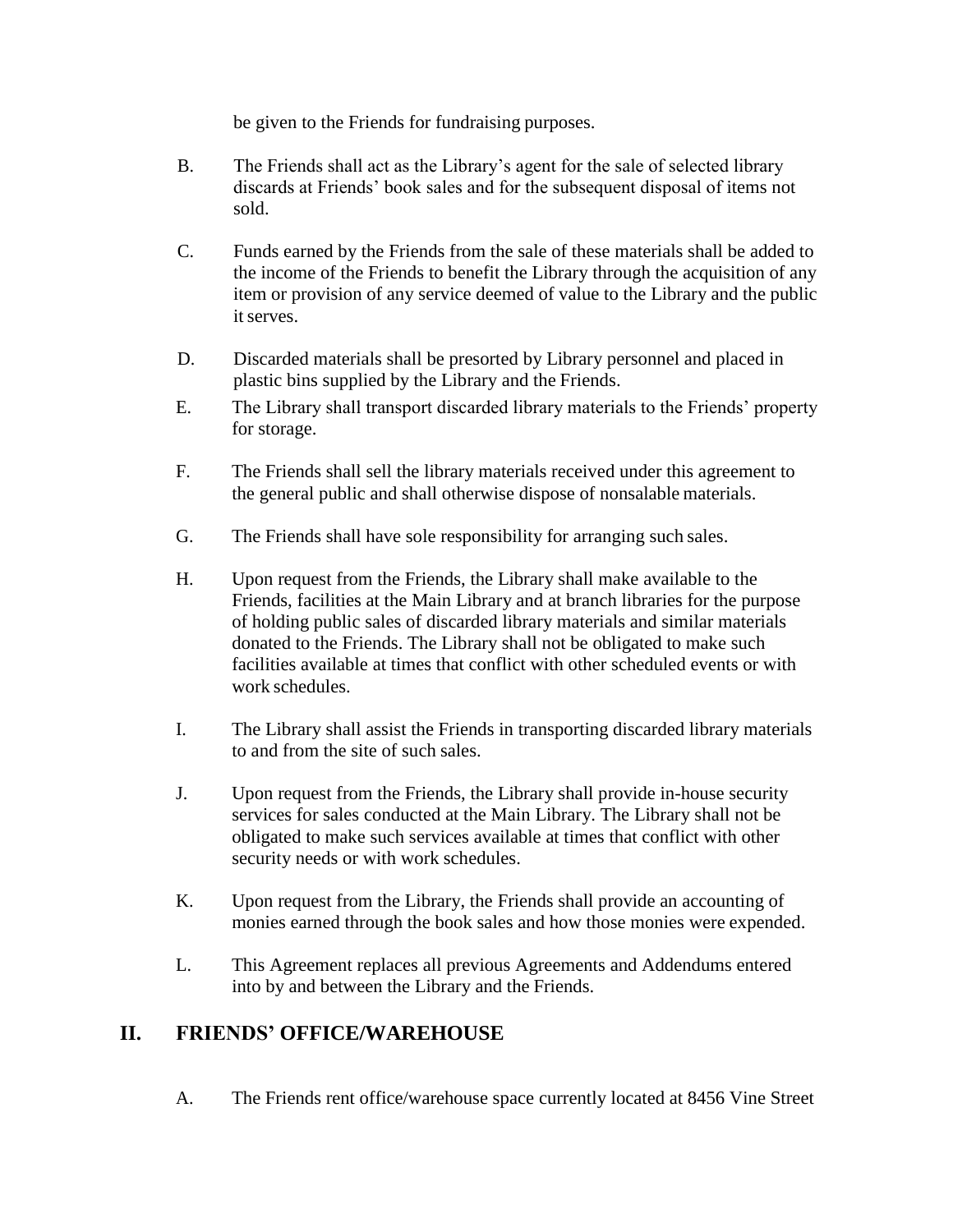be given to the Friends for fundraising purposes.

B. The Friends shall act as the Library's agent for the sale of selected library discards at Friends' book sales and for the subsequent disposal of items not sold.

C. Funds earned by the Friends from the sale of these materials shall be added to the income of the Friends to benefit the Library through the acquisition of any item or provision of any service deemed of value to the Library and the public it serves.

D. Discarded materials shall be presorted by Library personnel and placed in plastic bins supplied by the Library and the Friends.

E. The Library shall transport discarded library materials to the Friends' property for storage.

F. The Friends shall sell the library materials received under this agreement to the general public and shall otherwise dispose of nonsalable materials.

G. The Friends shall have sole responsibility for arranging such sales.

H. Upon request from the Friends, the Library shall make available to the Friends, facilities at the Main Library and at branch libraries for the purpose of holding public sales of discarded library materials and similar materials donated to the Friends. The Library shall not be obligated to make such facilities available at times that conflict with other scheduled events or with work schedules.

I. The Library shall assist the Friends in transporting discarded library materials to and from the site of such sales.

J. Upon request from the Friends, the Library shall provide in-house security services for sales conducted at the Main Library. The Library shall not be obligated to make such services available at times that conflict with other security needs or with work schedules.

K. Upon request from the Library, the Friends shall provide an accounting of monies earned through the book sales and how those monies were expended.

L. This Agreement replaces all previous Agreements and Addendums entered into by and between the Library and the Friends.

## II. FRIENDS' OFFICE/WAREHOUSE

A. The Friends rent office/warehouse space currently located at 8456 Vine Street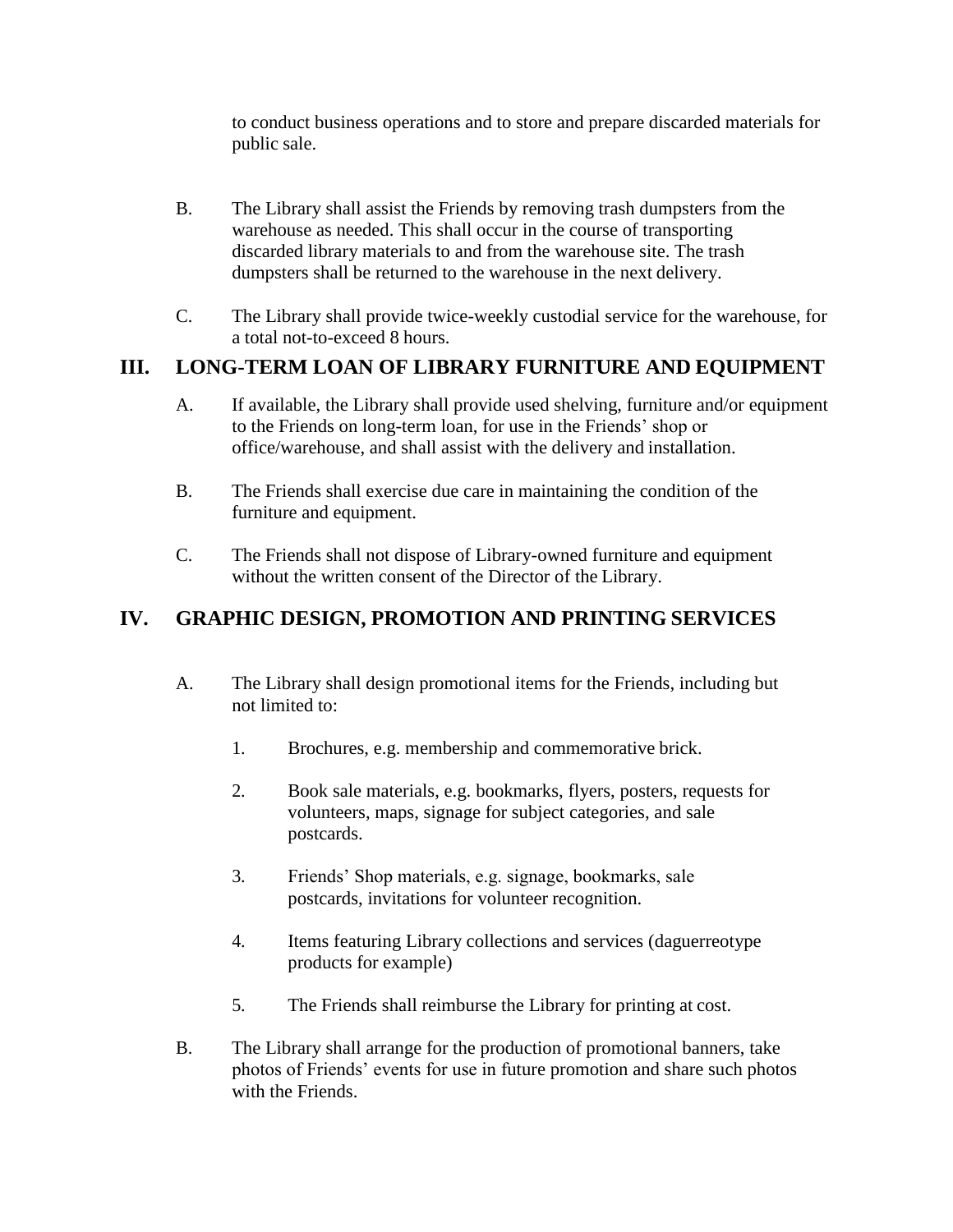to conduct business operations and to store and prepare discarded materials for public sale.

B. The Library shall assist the Friends by removing trash dumpsters from the warehouse as needed. This shall occur in the course of transporting discarded library materials to and from the warehouse site. The trash dumpsters shall be returned to the warehouse in the next delivery.

C. The Library shall provide twice-weekly custodial service for the warehouse, for a total not-to-exceed 8 hours.

## III. LONG-TERM LOAN OF LIBRARY FURNITURE AND EQUIPMENT

A. If available, the Library shall provide used shelving, furniture and/or equipment to the Friends on long-term loan, for use in the Friends' shop or office/warehouse, and shall assist with the delivery and installation.

B. The Friends shall exercise due care in maintaining the condition of the furniture and equipment.

C. The Friends shall not dispose of Library-owned furniture and equipment without the written consent of the Director of the Library.

## IV. GRAPHIC DESIGN, PROMOTION AND PRINTING SERVICES

A. The Library shall design promotional items for the Friends, including but not limited to:

1. Brochures, e.g. membership and commemorative brick.

2. Book sale materials, e.g. bookmarks, flyers, posters, requests for volunteers, maps, signage for subject categories, and sale postcards.

3. Friends' Shop materials, e.g. signage, bookmarks, sale postcards, invitations for volunteer recognition.

4. Items featuring Library collections and services (daguerreotype products for example)

5. The Friends shall reimburse the Library for printing at cost.

B. The Library shall arrange for the production of promotional banners, take photos of Friends' events for use in future promotion and share such photos with the Friends.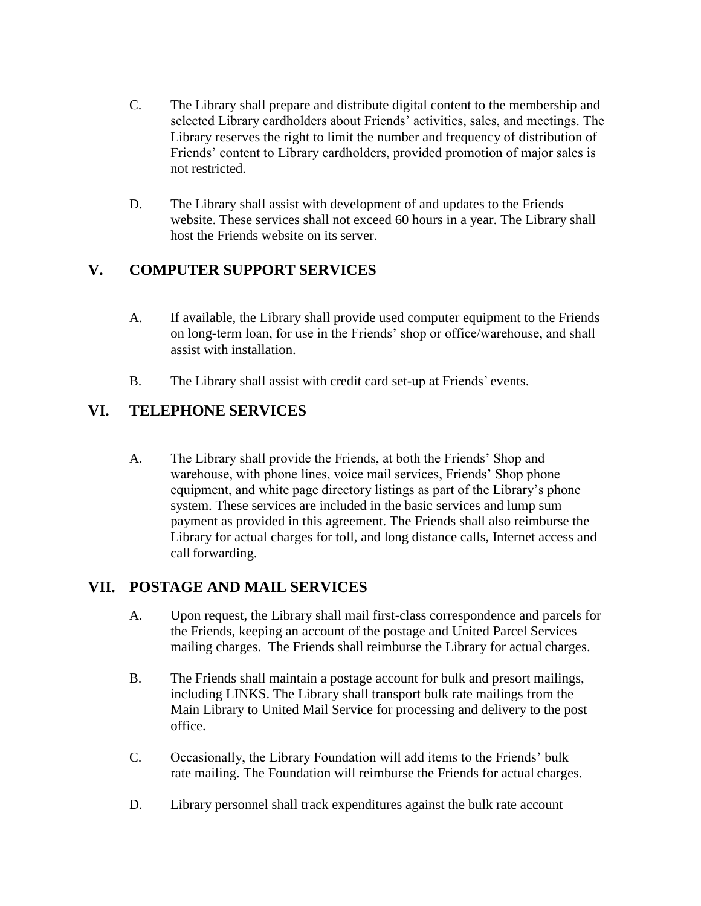C. The Library shall prepare and distribute digital content to the membership and selected Library cardholders about Friends' activities, sales, and meetings. The Library reserves the right to limit the number and frequency of distribution of Friends' content to Library cardholders, provided promotion of major sales is not restricted.

D. The Library shall assist with development of and updates to the Friends website. These services shall not exceed 60 hours in a year. The Library shall host the Friends website on its server.

## V. COMPUTER SUPPORT SERVICES

A. If available, the Library shall provide used computer equipment to the Friends on long-term loan, for use in the Friends' shop or office/warehouse, and shall assist with installation.

B. The Library shall assist with credit card set-up at Friends' events.

## VI. TELEPHONE SERVICES

A. The Library shall provide the Friends, at both the Friends' Shop and warehouse, with phone lines, voice mail services, Friends' Shop phone equipment, and white page directory listings as part of the Library's phone system. These services are included in the basic services and lump sum payment as provided in this agreement. The Friends shall also reimburse the Library for actual charges for toll, and long distance calls, Internet access and call forwarding.

## VII. POSTAGE AND MAIL SERVICES

A. Upon request, the Library shall mail first-class correspondence and parcels for the Friends, keeping an account of the postage and United Parcel Services mailing charges. The Friends shall reimburse the Library for actual charges.

B. The Friends shall maintain a postage account for bulk and presort mailings, including LINKS. The Library shall transport bulk rate mailings from the Main Library to United Mail Service for processing and delivery to the post office.

C. Occasionally, the Library Foundation will add items to the Friends' bulk rate mailing. The Foundation will reimburse the Friends for actual charges.

D. Library personnel shall track expenditures against the bulk rate account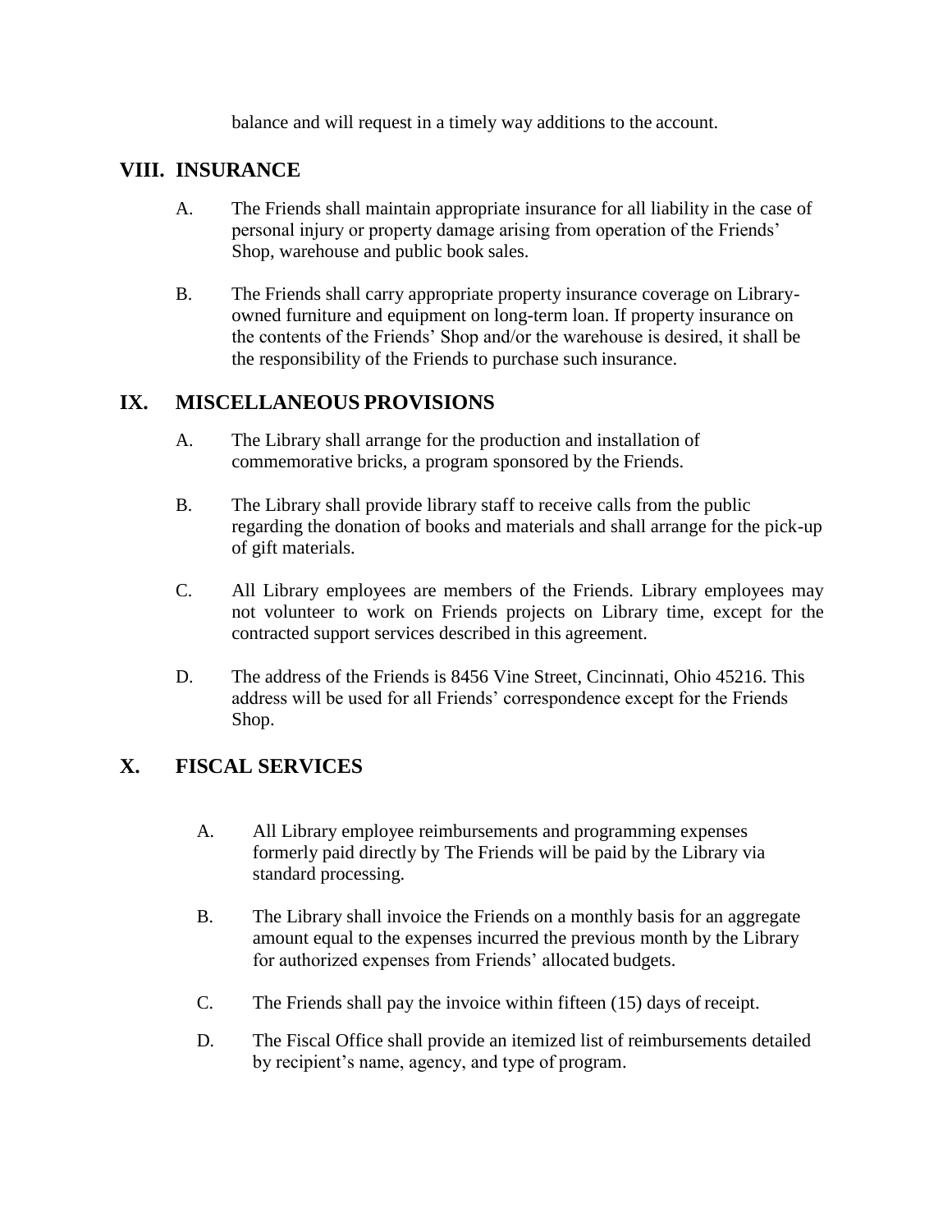balance and will request in a timely way additions to the account.

## VIII. INSURANCE

A. The Friends shall maintain appropriate insurance for all liability in the case of personal injury or property damage arising from operation of the Friends' Shop, warehouse and public book sales.

B. The Friends shall carry appropriate property insurance coverage on Library-owned furniture and equipment on long-term loan. If property insurance on the contents of the Friends' Shop and/or the warehouse is desired, it shall be the responsibility of the Friends to purchase such insurance.

## IX. MISCELLANEOUS PROVISIONS

A. The Library shall arrange for the production and installation of commemorative bricks, a program sponsored by the Friends.

B. The Library shall provide library staff to receive calls from the public regarding the donation of books and materials and shall arrange for the pick-up of gift materials.

C. All Library employees are members of the Friends. Library employees may not volunteer to work on Friends projects on Library time, except for the contracted support services described in this agreement.

D. The address of the Friends is 8456 Vine Street, Cincinnati, Ohio 45216. This address will be used for all Friends' correspondence except for the Friends Shop.

## X. FISCAL SERVICES

A. All Library employee reimbursements and programming expenses formerly paid directly by The Friends will be paid by the Library via standard processing.

B. The Library shall invoice the Friends on a monthly basis for an aggregate amount equal to the expenses incurred the previous month by the Library for authorized expenses from Friends' allocated budgets.

C. The Friends shall pay the invoice within fifteen (15) days of receipt.

D. The Fiscal Office shall provide an itemized list of reimbursements detailed by recipient's name, agency, and type of program.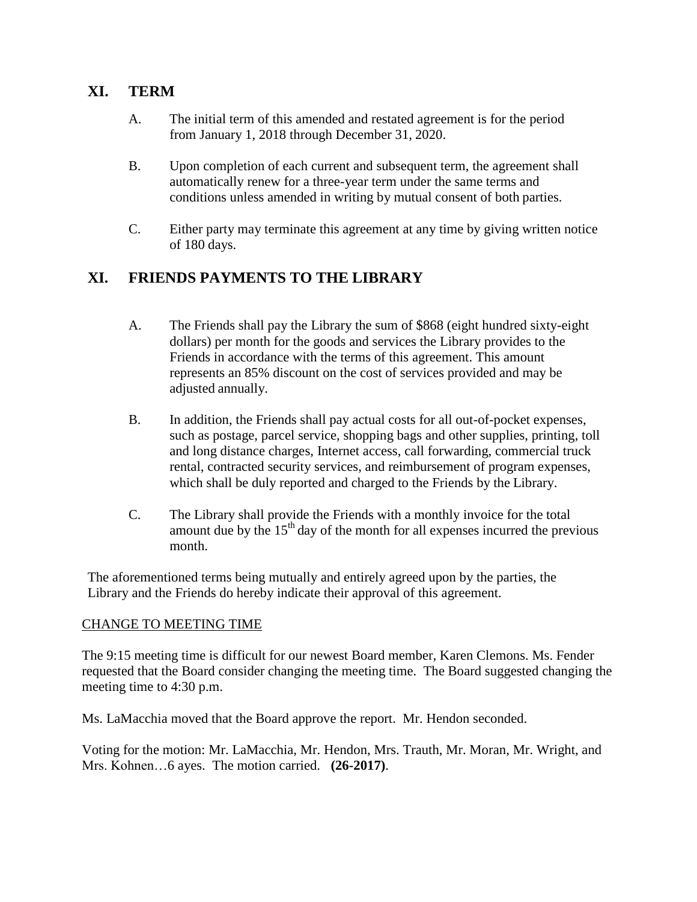## XI. TERM

A. The initial term of this amended and restated agreement is for the period from January 1, 2018 through December 31, 2020.

B. Upon completion of each current and subsequent term, the agreement shall automatically renew for a three-year term under the same terms and conditions unless amended in writing by mutual consent of both parties.

C. Either party may terminate this agreement at any time by giving written notice of 180 days.

## XI. FRIENDS PAYMENTS TO THE LIBRARY

A. The Friends shall pay the Library the sum of $868 (eight hundred sixty-eight dollars) per month for the goods and services the Library provides to the Friends in accordance with the terms of this agreement. This amount represents an 85% discount on the cost of services provided and may be adjusted annually.

B. In addition, the Friends shall pay actual costs for all out-of-pocket expenses, such as postage, parcel service, shopping bags and other supplies, printing, toll and long distance charges, Internet access, call forwarding, commercial truck rental, contracted security services, and reimbursement of program expenses, which shall be duly reported and charged to the Friends by the Library.

C. The Library shall provide the Friends with a monthly invoice for the total amount due by the 15th day of the month for all expenses incurred the previous month.

The aforementioned terms being mutually and entirely agreed upon by the parties, the Library and the Friends do hereby indicate their approval of this agreement.

CHANGE TO MEETING TIME

The 9:15 meeting time is difficult for our newest Board member, Karen Clemons. Ms. Fender requested that the Board consider changing the meeting time. The Board suggested changing the meeting time to 4:30 p.m.

Ms. LaMacchia moved that the Board approve the report. Mr. Hendon seconded.

Voting for the motion: Mr. LaMacchia, Mr. Hendon, Mrs. Trauth, Mr. Moran, Mr. Wright, and Mrs. Kohnen…6 ayes. The motion carried. **(26-2017)**.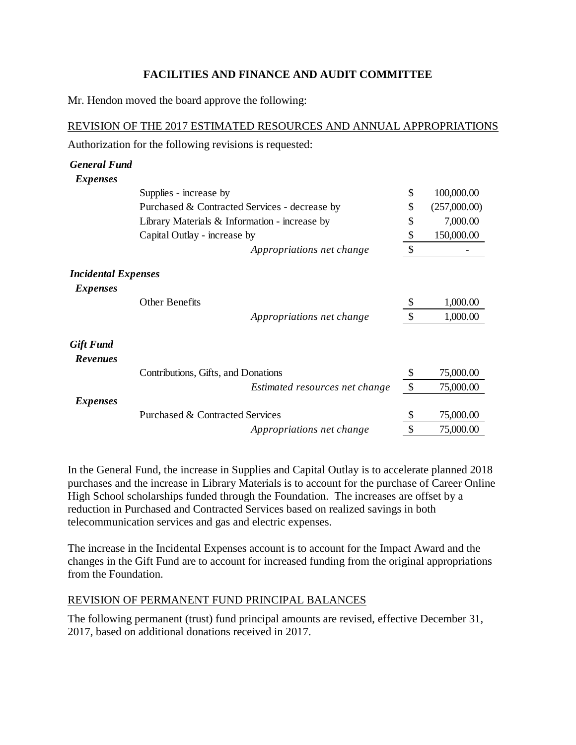**FACILITIES AND FINANCE AND AUDIT COMMITTEE**

Mr. Hendon moved the board approve the following:

REVISION OF THE 2017 ESTIMATED RESOURCES AND ANNUAL APPROPRIATIONS

Authorization for the following revisions is requested:

| | | | |
|---|---|---|---|
| ***General Fund*** | | | |
| ***Expenses*** | | | |
| | Supplies - increase by | $ | 100,000.00 |
| | Purchased & Contracted Services - decrease by | $ | (257,000.00) |
| | Library Materials & Information - increase by | $ | 7,000.00 |
| | Capital Outlay - increase by | $ | 150,000.00 |
| | *Appropriations net change* | $ | - |
| ***Incidental Expenses*** | | | |
| ***Expenses*** | | | |
| | Other Benefits | $ | 1,000.00 |
| | *Appropriations net change* | $ | 1,000.00 |
| ***Gift Fund*** | | | |
| ***Revenues*** | | | |
| | Contributions, Gifts, and Donations | $ | 75,000.00 |
| | *Estimated resources net change* | $ | 75,000.00 |
| ***Expenses*** | | | |
| | Purchased & Contracted Services | $ | 75,000.00 |
| | *Appropriations net change* | $ | 75,000.00 |

In the General Fund, the increase in Supplies and Capital Outlay is to accelerate planned 2018 purchases and the increase in Library Materials is to account for the purchase of Career Online High School scholarships funded through the Foundation. The increases are offset by a reduction in Purchased and Contracted Services based on realized savings in both telecommunication services and gas and electric expenses.

The increase in the Incidental Expenses account is to account for the Impact Award and the changes in the Gift Fund are to account for increased funding from the original appropriations from the Foundation.

REVISION OF PERMANENT FUND PRINCIPAL BALANCES

The following permanent (trust) fund principal amounts are revised, effective December 31, 2017, based on additional donations received in 2017.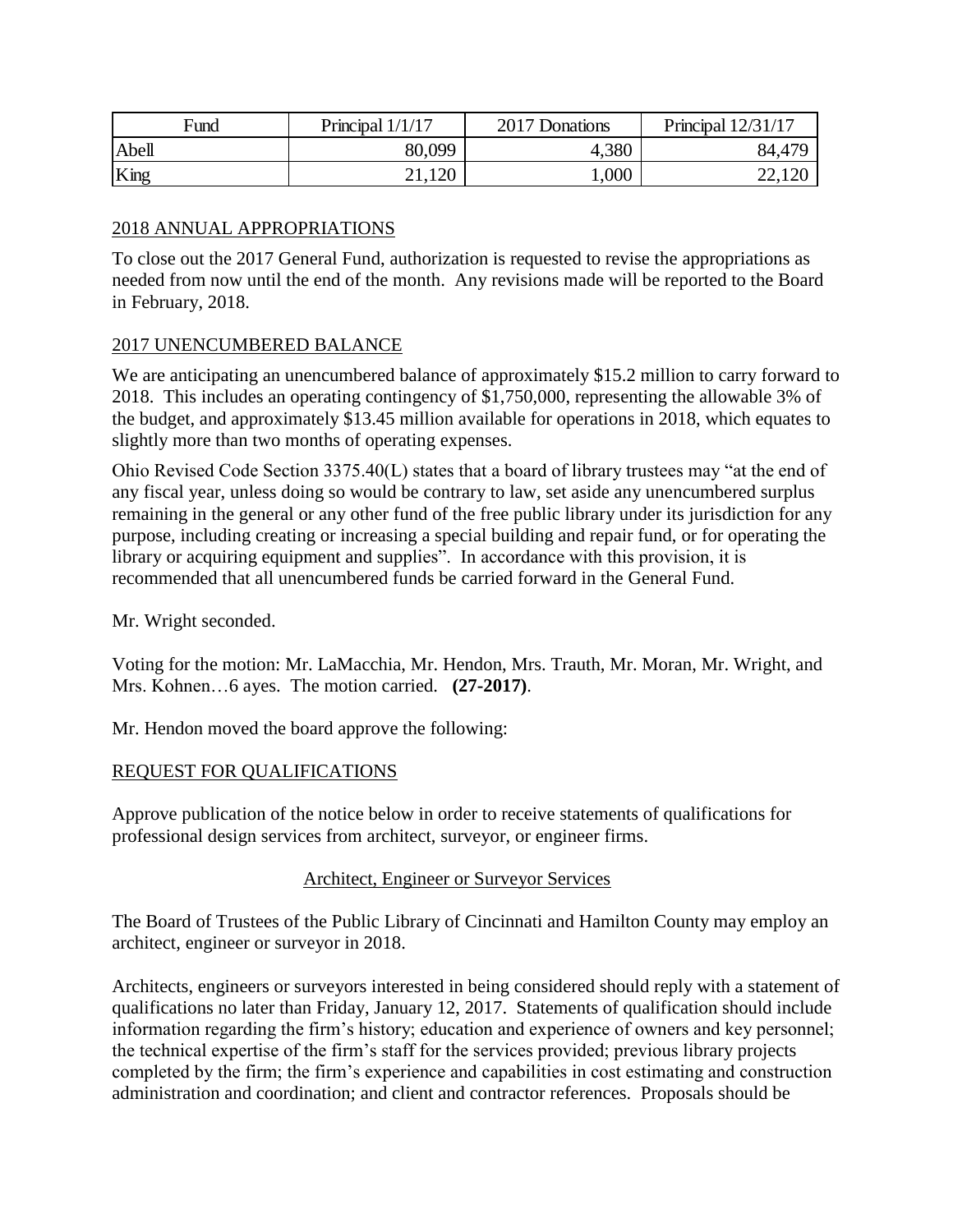| Fund | Principal 1/1/17 | 2017 Donations | Principal 12/31/17 |
|---|---|---|---|
| Abell | 80,099 | 4,380 | 84,479 |
| King | 21,120 | 1,000 | 22,120 |

2018 ANNUAL APPROPRIATIONS

To close out the 2017 General Fund, authorization is requested to revise the appropriations as needed from now until the end of the month. Any revisions made will be reported to the Board in February, 2018.

2017 UNENCUMBERED BALANCE

We are anticipating an unencumbered balance of approximately $15.2 million to carry forward to 2018. This includes an operating contingency of $1,750,000, representing the allowable 3% of the budget, and approximately $13.45 million available for operations in 2018, which equates to slightly more than two months of operating expenses.

Ohio Revised Code Section 3375.40(L) states that a board of library trustees may "at the end of any fiscal year, unless doing so would be contrary to law, set aside any unencumbered surplus remaining in the general or any other fund of the free public library under its jurisdiction for any purpose, including creating or increasing a special building and repair fund, or for operating the library or acquiring equipment and supplies". In accordance with this provision, it is recommended that all unencumbered funds be carried forward in the General Fund.

Mr. Wright seconded.

Voting for the motion: Mr. LaMacchia, Mr. Hendon, Mrs. Trauth, Mr. Moran, Mr. Wright, and Mrs. Kohnen…6 ayes. The motion carried. **(27-2017)**.

Mr. Hendon moved the board approve the following:

REQUEST FOR QUALIFICATIONS

Approve publication of the notice below in order to receive statements of qualifications for professional design services from architect, surveyor, or engineer firms.

Architect, Engineer or Surveyor Services

The Board of Trustees of the Public Library of Cincinnati and Hamilton County may employ an architect, engineer or surveyor in 2018.

Architects, engineers or surveyors interested in being considered should reply with a statement of qualifications no later than Friday, January 12, 2017. Statements of qualification should include information regarding the firm's history; education and experience of owners and key personnel; the technical expertise of the firm's staff for the services provided; previous library projects completed by the firm; the firm's experience and capabilities in cost estimating and construction administration and coordination; and client and contractor references. Proposals should be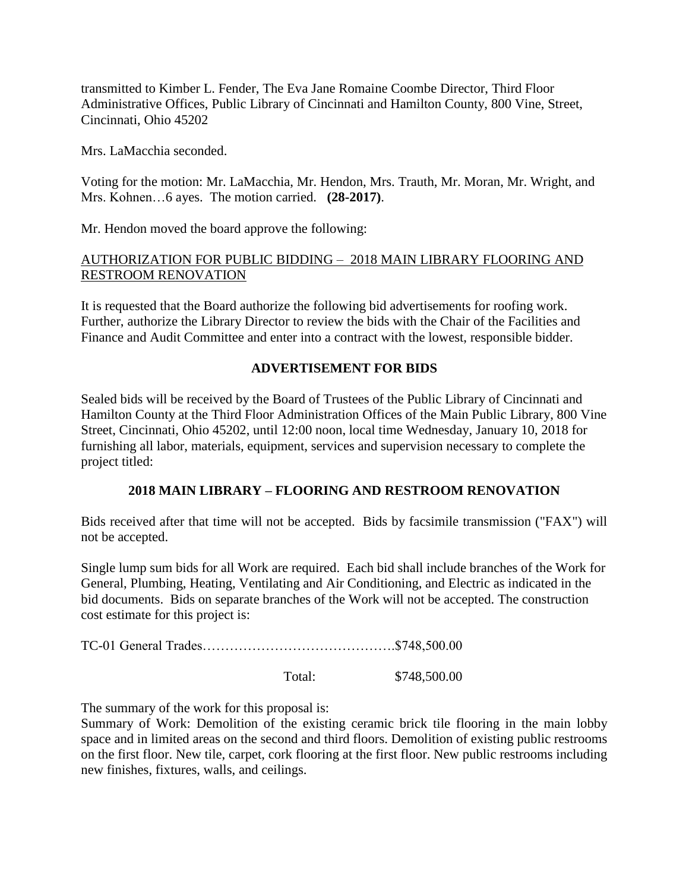transmitted to Kimber L. Fender, The Eva Jane Romaine Coombe Director, Third Floor Administrative Offices, Public Library of Cincinnati and Hamilton County, 800 Vine, Street, Cincinnati, Ohio 45202

Mrs. LaMacchia seconded.

Voting for the motion: Mr. LaMacchia, Mr. Hendon, Mrs. Trauth, Mr. Moran, Mr. Wright, and Mrs. Kohnen…6 ayes. The motion carried. **(28-2017)**.

Mr. Hendon moved the board approve the following:

<u>AUTHORIZATION FOR PUBLIC BIDDING – 2018 MAIN LIBRARY FLOORING AND RESTROOM RENOVATION</u>

It is requested that the Board authorize the following bid advertisements for roofing work. Further, authorize the Library Director to review the bids with the Chair of the Facilities and Finance and Audit Committee and enter into a contract with the lowest, responsible bidder.

**ADVERTISEMENT FOR BIDS**

Sealed bids will be received by the Board of Trustees of the Public Library of Cincinnati and Hamilton County at the Third Floor Administration Offices of the Main Public Library, 800 Vine Street, Cincinnati, Ohio 45202, until 12:00 noon, local time Wednesday, January 10, 2018 for furnishing all labor, materials, equipment, services and supervision necessary to complete the project titled:

**2018 MAIN LIBRARY – FLOORING AND RESTROOM RENOVATION**

Bids received after that time will not be accepted. Bids by facsimile transmission ("FAX") will not be accepted.

Single lump sum bids for all Work are required. Each bid shall include branches of the Work for General, Plumbing, Heating, Ventilating and Air Conditioning, and Electric as indicated in the bid documents. Bids on separate branches of the Work will not be accepted. The construction cost estimate for this project is:

TC-01 General Trades…………………………………….$748,500.00

Total: $748,500.00

The summary of the work for this proposal is:
Summary of Work: Demolition of the existing ceramic brick tile flooring in the main lobby space and in limited areas on the second and third floors. Demolition of existing public restrooms on the first floor. New tile, carpet, cork flooring at the first floor. New public restrooms including new finishes, fixtures, walls, and ceilings.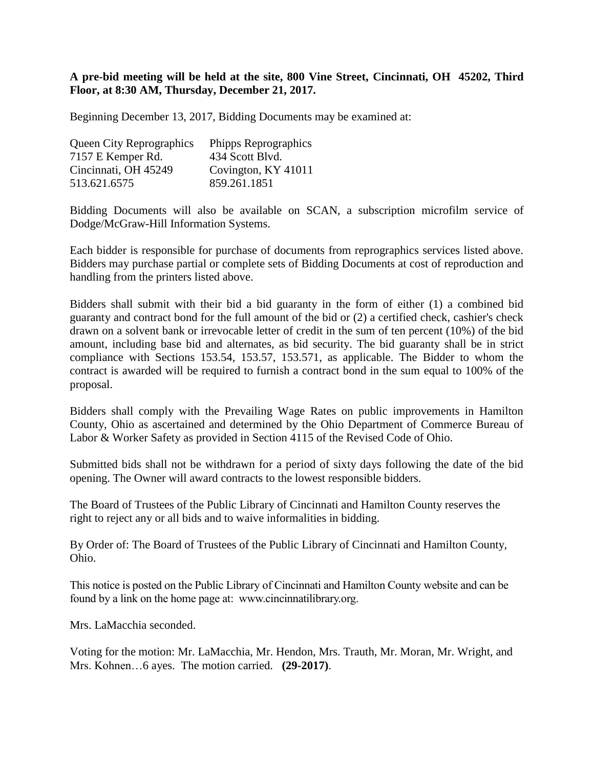**A pre-bid meeting will be held at the site, 800 Vine Street, Cincinnati, OH 45202, Third Floor, at 8:30 AM, Thursday, December 21, 2017.**

Beginning December 13, 2017, Bidding Documents may be examined at:

| Queen City Reprographics | Phipps Reprographics |
| --- | --- |
| 7157 E Kemper Rd. | 434 Scott Blvd. |
| Cincinnati, OH 45249 | Covington, KY 41011 |
| 513.621.6575 | 859.261.1851 |

Bidding Documents will also be available on SCAN, a subscription microfilm service of Dodge/McGraw-Hill Information Systems.

Each bidder is responsible for purchase of documents from reprographics services listed above. Bidders may purchase partial or complete sets of Bidding Documents at cost of reproduction and handling from the printers listed above.

Bidders shall submit with their bid a bid guaranty in the form of either (1) a combined bid guaranty and contract bond for the full amount of the bid or (2) a certified check, cashier's check drawn on a solvent bank or irrevocable letter of credit in the sum of ten percent (10%) of the bid amount, including base bid and alternates, as bid security. The bid guaranty shall be in strict compliance with Sections 153.54, 153.57, 153.571, as applicable. The Bidder to whom the contract is awarded will be required to furnish a contract bond in the sum equal to 100% of the proposal.

Bidders shall comply with the Prevailing Wage Rates on public improvements in Hamilton County, Ohio as ascertained and determined by the Ohio Department of Commerce Bureau of Labor & Worker Safety as provided in Section 4115 of the Revised Code of Ohio.

Submitted bids shall not be withdrawn for a period of sixty days following the date of the bid opening. The Owner will award contracts to the lowest responsible bidders.

The Board of Trustees of the Public Library of Cincinnati and Hamilton County reserves the right to reject any or all bids and to waive informalities in bidding.

By Order of: The Board of Trustees of the Public Library of Cincinnati and Hamilton County, Ohio.

This notice is posted on the Public Library of Cincinnati and Hamilton County website and can be found by a link on the home page at: www.cincinnatilibrary.org.

Mrs. LaMacchia seconded.

Voting for the motion: Mr. LaMacchia, Mr. Hendon, Mrs. Trauth, Mr. Moran, Mr. Wright, and Mrs. Kohnen…6 ayes. The motion carried. **(29-2017)**.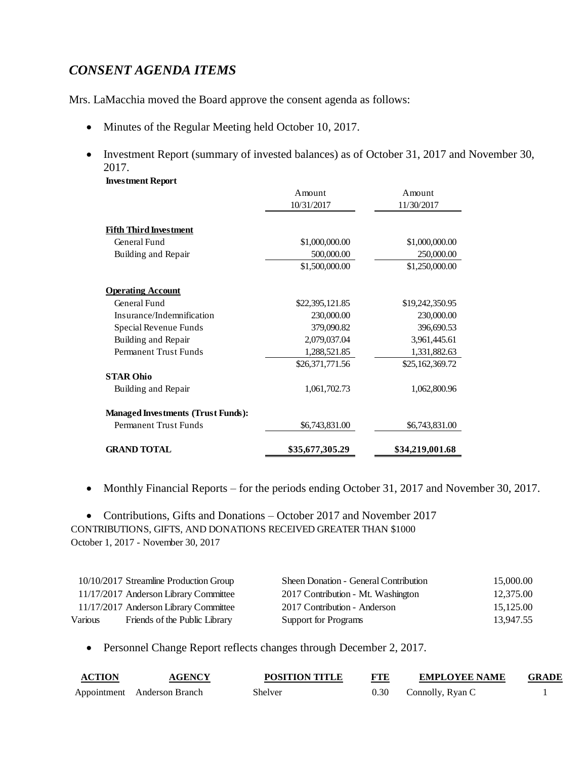## *CONSENT AGENDA ITEMS*

Mrs. LaMacchia moved the Board approve the consent agenda as follows:

- Minutes of the Regular Meeting held October 10, 2017.
- Investment Report (summary of invested balances) as of October 31, 2017 and November 30, 2017.

**Investment Report**

| | Amount 10/31/2017 | Amount 11/30/2017 |
|---|---|---|
| **Fifth Third Investment** | | |
| General Fund | $1,000,000.00 | $1,000,000.00 |
| Building and Repair | 500,000.00 | 250,000.00 |
| | $1,500,000.00 | $1,250,000.00 |
| **Operating Account** | | |
| General Fund | $22,395,121.85 | $19,242,350.95 |
| Insurance/Indemnification | 230,000.00 | 230,000.00 |
| Special Revenue Funds | 379,090.82 | 396,690.53 |
| Building and Repair | 2,079,037.04 | 3,961,445.61 |
| Permanent Trust Funds | 1,288,521.85 | 1,331,882.63 |
| | $26,371,771.56 | $25,162,369.72 |
| **STAR Ohio** | | |
| Building and Repair | 1,061,702.73 | 1,062,800.96 |
| **Managed Investments (Trust Funds):** | | |
| Permanent Trust Funds | $6,743,831.00 | $6,743,831.00 |
| **GRAND TOTAL** | **$35,677,305.29** | **$34,219,001.68** |

- Monthly Financial Reports – for the periods ending October 31, 2017 and November 30, 2017.
- Contributions, Gifts and Donations – October 2017 and November 2017

CONTRIBUTIONS, GIFTS, AND DONATIONS RECEIVED GREATER THAN $1000
October 1, 2017 - November 30, 2017

| Date | Donor | Purpose | Amount |
|---|---|---|---|
| 10/10/2017 | Streamline Production Group | Sheen Donation - General Contribution | 15,000.00 |
| 11/17/2017 | Anderson Library Committee | 2017 Contribution - Mt. Washington | 12,375.00 |
| 11/17/2017 | Anderson Library Committee | 2017 Contribution - Anderson | 15,125.00 |
| Various | Friends of the Public Library | Support for Programs | 13,947.55 |

- Personnel Change Report reflects changes through December 2, 2017.

| ACTION | AGENCY | POSITION TITLE | FTE | EMPLOYEE NAME | GRADE |
|---|---|---|---|---|---|
| Appointment | Anderson Branch | Shelver | 0.30 | Connolly, Ryan C | 1 |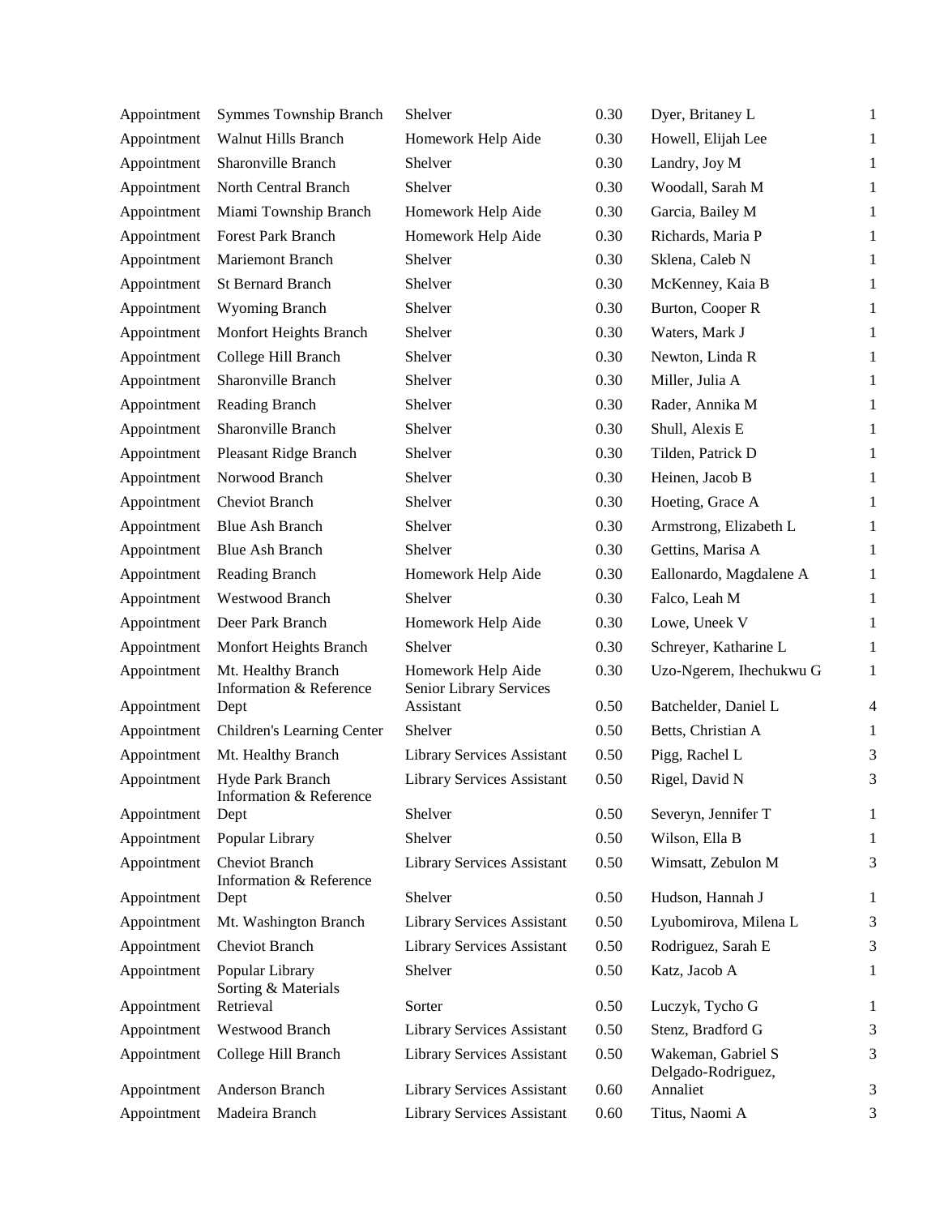| | | | | | |
|---|---|---|---|---|---|
| Appointment | Symmes Township Branch | Shelver | 0.30 | Dyer, Britaney L | 1 |
| Appointment | Walnut Hills Branch | Homework Help Aide | 0.30 | Howell, Elijah Lee | 1 |
| Appointment | Sharonville Branch | Shelver | 0.30 | Landry, Joy M | 1 |
| Appointment | North Central Branch | Shelver | 0.30 | Woodall, Sarah M | 1 |
| Appointment | Miami Township Branch | Homework Help Aide | 0.30 | Garcia, Bailey M | 1 |
| Appointment | Forest Park Branch | Homework Help Aide | 0.30 | Richards, Maria P | 1 |
| Appointment | Mariemont Branch | Shelver | 0.30 | Sklena, Caleb N | 1 |
| Appointment | St Bernard Branch | Shelver | 0.30 | McKenney, Kaia B | 1 |
| Appointment | Wyoming Branch | Shelver | 0.30 | Burton, Cooper R | 1 |
| Appointment | Monfort Heights Branch | Shelver | 0.30 | Waters, Mark J | 1 |
| Appointment | College Hill Branch | Shelver | 0.30 | Newton, Linda R | 1 |
| Appointment | Sharonville Branch | Shelver | 0.30 | Miller, Julia A | 1 |
| Appointment | Reading Branch | Shelver | 0.30 | Rader, Annika M | 1 |
| Appointment | Sharonville Branch | Shelver | 0.30 | Shull, Alexis E | 1 |
| Appointment | Pleasant Ridge Branch | Shelver | 0.30 | Tilden, Patrick D | 1 |
| Appointment | Norwood Branch | Shelver | 0.30 | Heinen, Jacob B | 1 |
| Appointment | Cheviot Branch | Shelver | 0.30 | Hoeting, Grace A | 1 |
| Appointment | Blue Ash Branch | Shelver | 0.30 | Armstrong, Elizabeth L | 1 |
| Appointment | Blue Ash Branch | Shelver | 0.30 | Gettins, Marisa A | 1 |
| Appointment | Reading Branch | Homework Help Aide | 0.30 | Eallonardo, Magdalene A | 1 |
| Appointment | Westwood Branch | Shelver | 0.30 | Falco, Leah M | 1 |
| Appointment | Deer Park Branch | Homework Help Aide | 0.30 | Lowe, Uneek V | 1 |
| Appointment | Monfort Heights Branch | Shelver | 0.30 | Schreyer, Katharine L | 1 |
| Appointment | Mt. Healthy Branch | Homework Help Aide | 0.30 | Uzo-Ngerem, Ihechukwu G | 1 |
| Appointment | Information & Reference Dept | Senior Library Services Assistant | 0.50 | Batchelder, Daniel L | 4 |
| Appointment | Children's Learning Center | Shelver | 0.50 | Betts, Christian A | 1 |
| Appointment | Mt. Healthy Branch | Library Services Assistant | 0.50 | Pigg, Rachel L | 3 |
| Appointment | Hyde Park Branch | Library Services Assistant | 0.50 | Rigel, David N | 3 |
| Appointment | Information & Reference Dept | Shelver | 0.50 | Severyn, Jennifer T | 1 |
| Appointment | Popular Library | Shelver | 0.50 | Wilson, Ella B | 1 |
| Appointment | Cheviot Branch | Library Services Assistant | 0.50 | Wimsatt, Zebulon M | 3 |
| Appointment | Information & Reference Dept | Shelver | 0.50 | Hudson, Hannah J | 1 |
| Appointment | Mt. Washington Branch | Library Services Assistant | 0.50 | Lyubomirova, Milena L | 3 |
| Appointment | Cheviot Branch | Library Services Assistant | 0.50 | Rodriguez, Sarah E | 3 |
| Appointment | Popular Library | Shelver | 0.50 | Katz, Jacob A | 1 |
| Appointment | Sorting & Materials Retrieval | Sorter | 0.50 | Luczyk, Tycho G | 1 |
| Appointment | Westwood Branch | Library Services Assistant | 0.50 | Stenz, Bradford G | 3 |
| Appointment | College Hill Branch | Library Services Assistant | 0.50 | Wakeman, Gabriel S | 3 |
| Appointment | Anderson Branch | Library Services Assistant | 0.60 | Delgado-Rodriguez, Annaliet | 3 |
| Appointment | Madeira Branch | Library Services Assistant | 0.60 | Titus, Naomi A | 3 |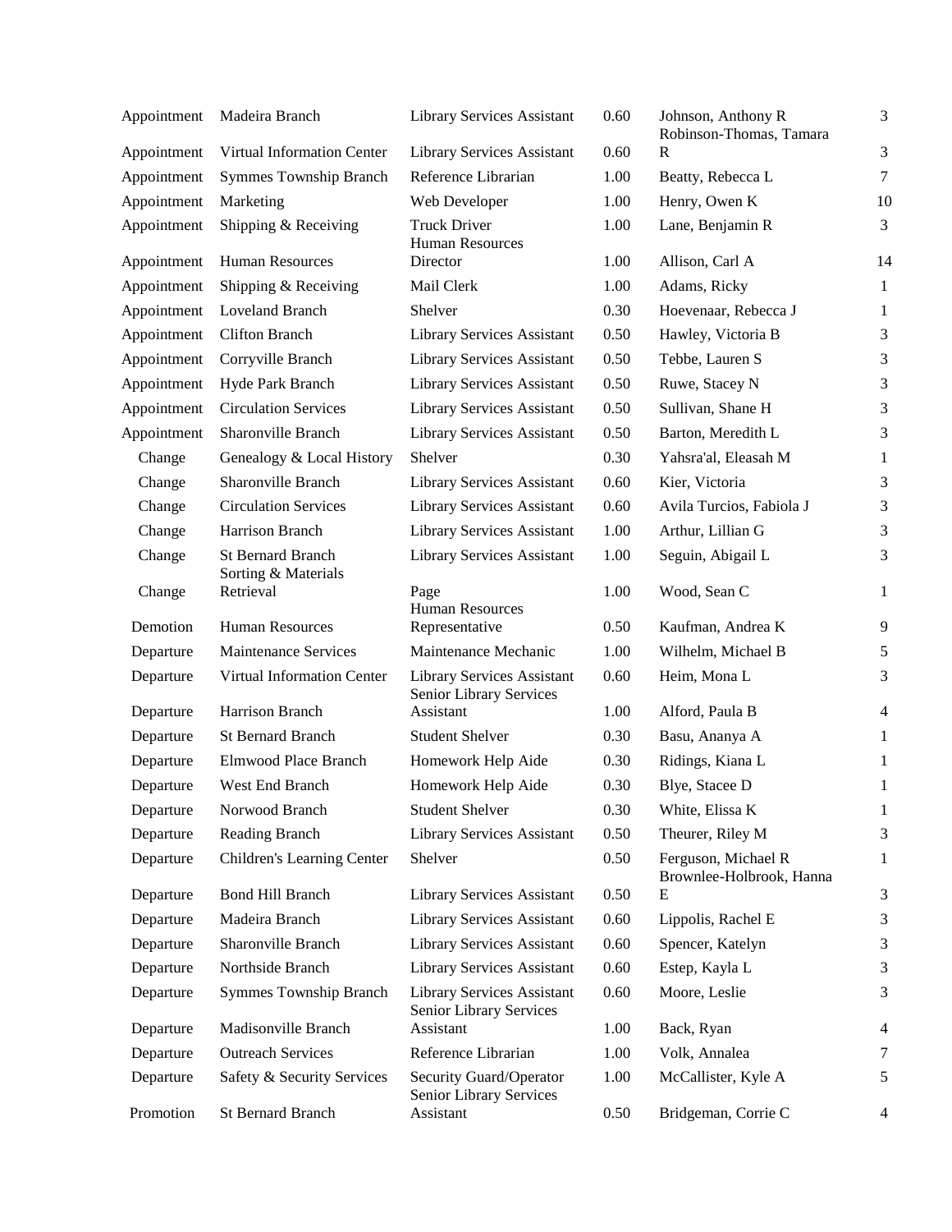| | | | | | |
|---|---|---|---|---|---|
| Appointment | Madeira Branch | Library Services Assistant | 0.60 | Johnson, Anthony R | 3 |
| Appointment | Virtual Information Center | Library Services Assistant | 0.60 | Robinson-Thomas, Tamara R | 3 |
| Appointment | Symmes Township Branch | Reference Librarian | 1.00 | Beatty, Rebecca L | 7 |
| Appointment | Marketing | Web Developer | 1.00 | Henry, Owen K | 10 |
| Appointment | Shipping & Receiving | Truck Driver | 1.00 | Lane, Benjamin R | 3 |
| Appointment | Human Resources | Human Resources Director | 1.00 | Allison, Carl A | 14 |
| Appointment | Shipping & Receiving | Mail Clerk | 1.00 | Adams, Ricky | 1 |
| Appointment | Loveland Branch | Shelver | 0.30 | Hoevenaar, Rebecca J | 1 |
| Appointment | Clifton Branch | Library Services Assistant | 0.50 | Hawley, Victoria B | 3 |
| Appointment | Corryville Branch | Library Services Assistant | 0.50 | Tebbe, Lauren S | 3 |
| Appointment | Hyde Park Branch | Library Services Assistant | 0.50 | Ruwe, Stacey N | 3 |
| Appointment | Circulation Services | Library Services Assistant | 0.50 | Sullivan, Shane H | 3 |
| Appointment | Sharonville Branch | Library Services Assistant | 0.50 | Barton, Meredith L | 3 |
| Change | Genealogy & Local History | Shelver | 0.30 | Yahsra'al, Eleasah M | 1 |
| Change | Sharonville Branch | Library Services Assistant | 0.60 | Kier, Victoria | 3 |
| Change | Circulation Services | Library Services Assistant | 0.60 | Avila Turcios, Fabiola J | 3 |
| Change | Harrison Branch | Library Services Assistant | 1.00 | Arthur, Lillian G | 3 |
| Change | St Bernard Branch | Library Services Assistant | 1.00 | Seguin, Abigail L | 3 |
| Change | Sorting & Materials Retrieval | Page | 1.00 | Wood, Sean C | 1 |
| Demotion | Human Resources | Human Resources Representative | 0.50 | Kaufman, Andrea K | 9 |
| Departure | Maintenance Services | Maintenance Mechanic | 1.00 | Wilhelm, Michael B | 5 |
| Departure | Virtual Information Center | Library Services Assistant | 0.60 | Heim, Mona L | 3 |
| Departure | Harrison Branch | Senior Library Services Assistant | 1.00 | Alford, Paula B | 4 |
| Departure | St Bernard Branch | Student Shelver | 0.30 | Basu, Ananya A | 1 |
| Departure | Elmwood Place Branch | Homework Help Aide | 0.30 | Ridings, Kiana L | 1 |
| Departure | West End Branch | Homework Help Aide | 0.30 | Blye, Stacee D | 1 |
| Departure | Norwood Branch | Student Shelver | 0.30 | White, Elissa K | 1 |
| Departure | Reading Branch | Library Services Assistant | 0.50 | Theurer, Riley M | 3 |
| Departure | Children's Learning Center | Shelver | 0.50 | Ferguson, Michael R | 1 |
| Departure | Bond Hill Branch | Library Services Assistant | 0.50 | Brownlee-Holbrook, Hanna E | 3 |
| Departure | Madeira Branch | Library Services Assistant | 0.60 | Lippolis, Rachel E | 3 |
| Departure | Sharonville Branch | Library Services Assistant | 0.60 | Spencer, Katelyn | 3 |
| Departure | Northside Branch | Library Services Assistant | 0.60 | Estep, Kayla L | 3 |
| Departure | Symmes Township Branch | Library Services Assistant | 0.60 | Moore, Leslie | 3 |
| Departure | Madisonville Branch | Senior Library Services Assistant | 1.00 | Back, Ryan | 4 |
| Departure | Outreach Services | Reference Librarian | 1.00 | Volk, Annalea | 7 |
| Departure | Safety & Security Services | Security Guard/Operator | 1.00 | McCallister, Kyle A | 5 |
| Promotion | St Bernard Branch | Senior Library Services Assistant | 0.50 | Bridgeman, Corrie C | 4 |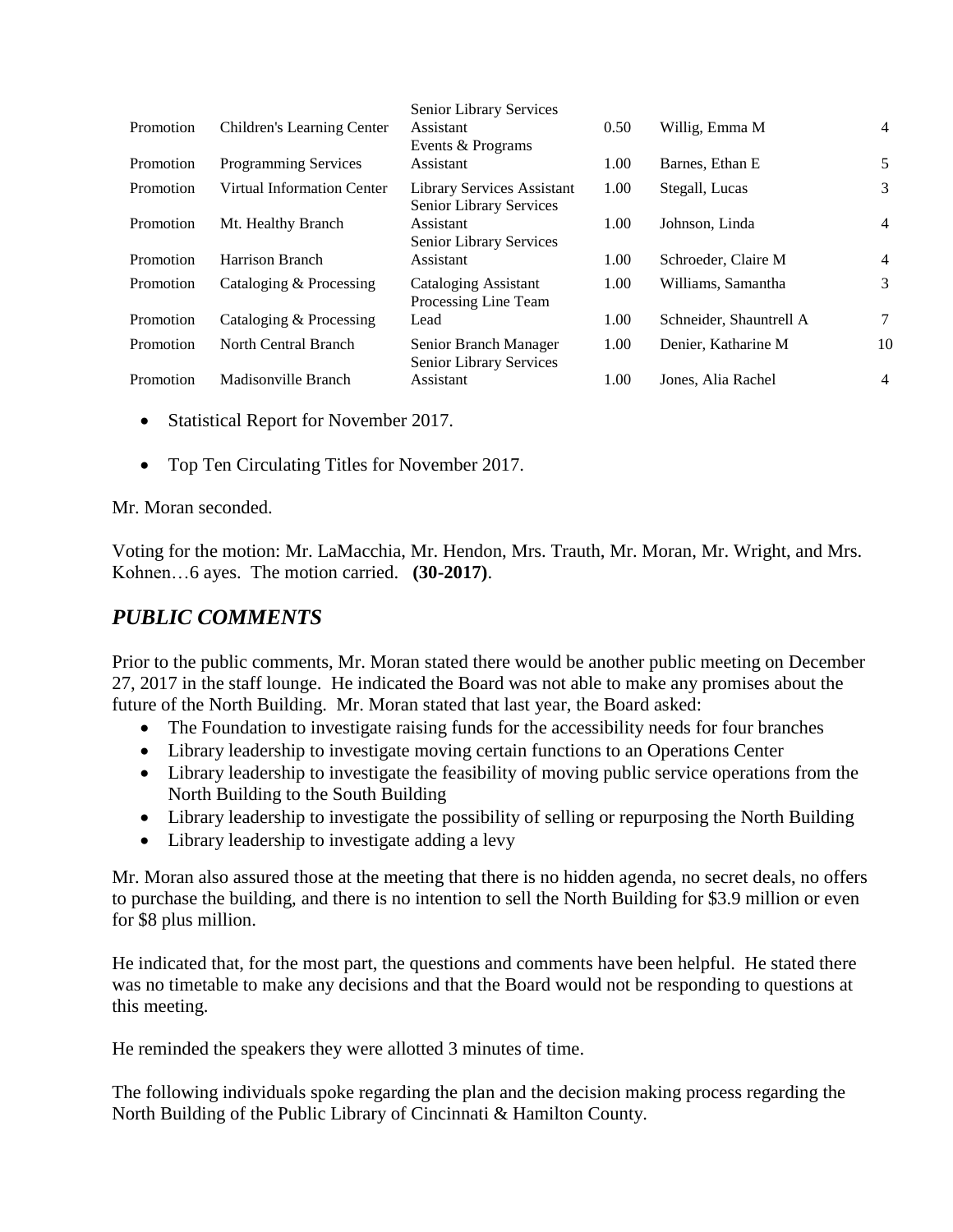| Promotion | Children's Learning Center | Senior Library Services Assistant | 0.50 | Willig, Emma M | 4 |
|---|---|---|---|---|---|
| Promotion | Programming Services | Events & Programs Assistant | 1.00 | Barnes, Ethan E | 5 |
| Promotion | Virtual Information Center | Library Services Assistant | 1.00 | Stegall, Lucas | 3 |
| Promotion | Mt. Healthy Branch | Senior Library Services Assistant | 1.00 | Johnson, Linda | 4 |
| Promotion | Harrison Branch | Senior Library Services Assistant | 1.00 | Schroeder, Claire M | 4 |
| Promotion | Cataloging & Processing | Cataloging Assistant | 1.00 | Williams, Samantha | 3 |
| Promotion | Cataloging & Processing | Processing Line Team Lead | 1.00 | Schneider, Shauntrell A | 7 |
| Promotion | North Central Branch | Senior Branch Manager | 1.00 | Denier, Katharine M | 10 |
| Promotion | Madisonville Branch | Senior Library Services Assistant | 1.00 | Jones, Alia Rachel | 4 |

- Statistical Report for November 2017.
- Top Ten Circulating Titles for November 2017.

Mr. Moran seconded.

Voting for the motion: Mr. LaMacchia, Mr. Hendon, Mrs. Trauth, Mr. Moran, Mr. Wright, and Mrs. Kohnen…6 ayes. The motion carried. **(30-2017)**.

## *PUBLIC COMMENTS*

Prior to the public comments, Mr. Moran stated there would be another public meeting on December 27, 2017 in the staff lounge. He indicated the Board was not able to make any promises about the future of the North Building. Mr. Moran stated that last year, the Board asked:

- The Foundation to investigate raising funds for the accessibility needs for four branches
- Library leadership to investigate moving certain functions to an Operations Center
- Library leadership to investigate the feasibility of moving public service operations from the North Building to the South Building
- Library leadership to investigate the possibility of selling or repurposing the North Building
- Library leadership to investigate adding a levy

Mr. Moran also assured those at the meeting that there is no hidden agenda, no secret deals, no offers to purchase the building, and there is no intention to sell the North Building for $3.9 million or even for $8 plus million.

He indicated that, for the most part, the questions and comments have been helpful. He stated there was no timetable to make any decisions and that the Board would not be responding to questions at this meeting.

He reminded the speakers they were allotted 3 minutes of time.

The following individuals spoke regarding the plan and the decision making process regarding the North Building of the Public Library of Cincinnati & Hamilton County.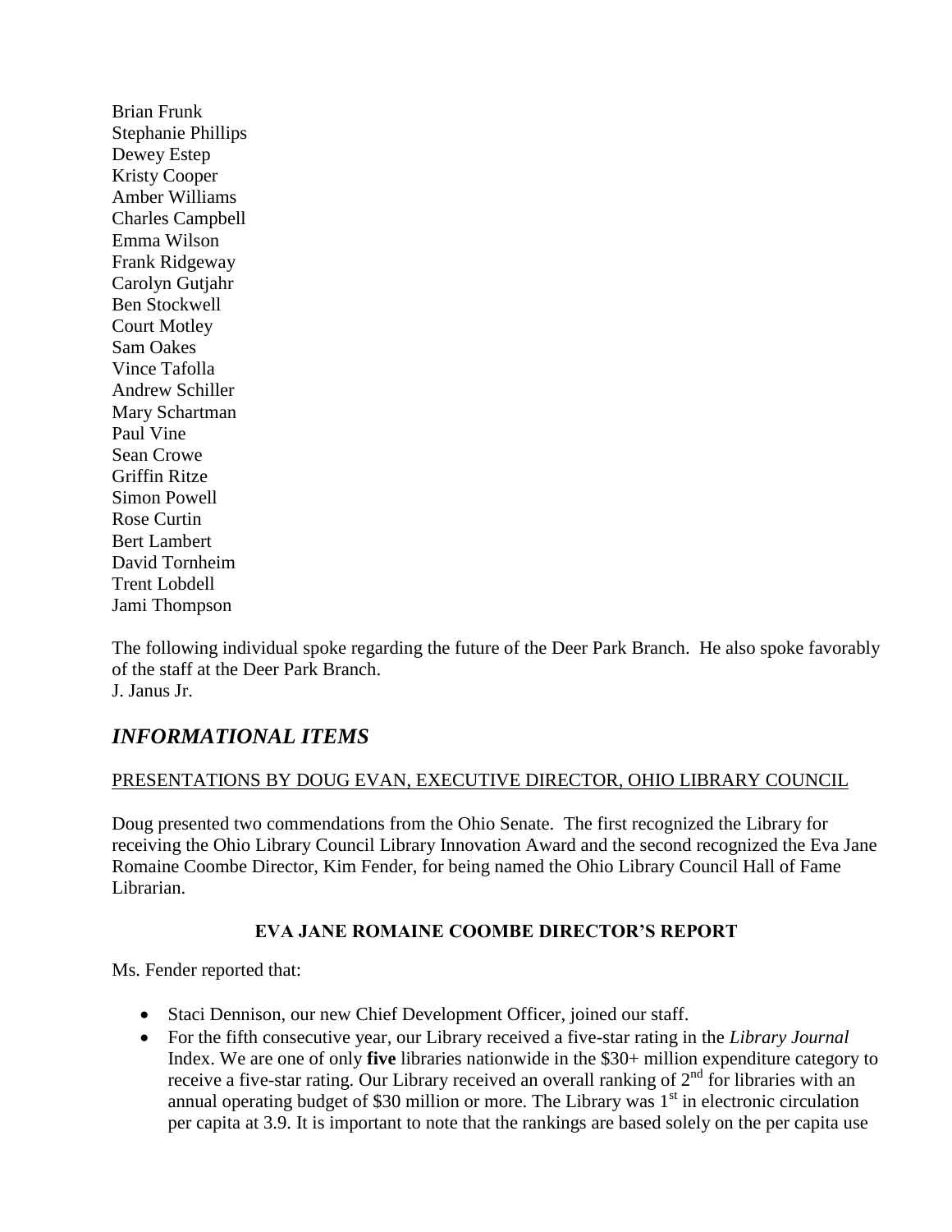Brian Frunk
Stephanie Phillips
Dewey Estep
Kristy Cooper
Amber Williams
Charles Campbell
Emma Wilson
Frank Ridgeway
Carolyn Gutjahr
Ben Stockwell
Court Motley
Sam Oakes
Vince Tafolla
Andrew Schiller
Mary Schartman
Paul Vine
Sean Crowe
Griffin Ritze
Simon Powell
Rose Curtin
Bert Lambert
David Tornheim
Trent Lobdell
Jami Thompson

The following individual spoke regarding the future of the Deer Park Branch. He also spoke favorably of the staff at the Deer Park Branch.
J. Janus Jr.

## *INFORMATIONAL ITEMS*

PRESENTATIONS BY DOUG EVAN, EXECUTIVE DIRECTOR, OHIO LIBRARY COUNCIL

Doug presented two commendations from the Ohio Senate. The first recognized the Library for receiving the Ohio Library Council Library Innovation Award and the second recognized the Eva Jane Romaine Coombe Director, Kim Fender, for being named the Ohio Library Council Hall of Fame Librarian.

### EVA JANE ROMAINE COOMBE DIRECTOR'S REPORT

Ms. Fender reported that:

- Staci Dennison, our new Chief Development Officer, joined our staff.
- For the fifth consecutive year, our Library received a five-star rating in the *Library Journal* Index. We are one of only **five** libraries nationwide in the $30+ million expenditure category to receive a five-star rating. Our Library received an overall ranking of 2nd for libraries with an annual operating budget of $30 million or more. The Library was 1st in electronic circulation per capita at 3.9. It is important to note that the rankings are based solely on the per capita use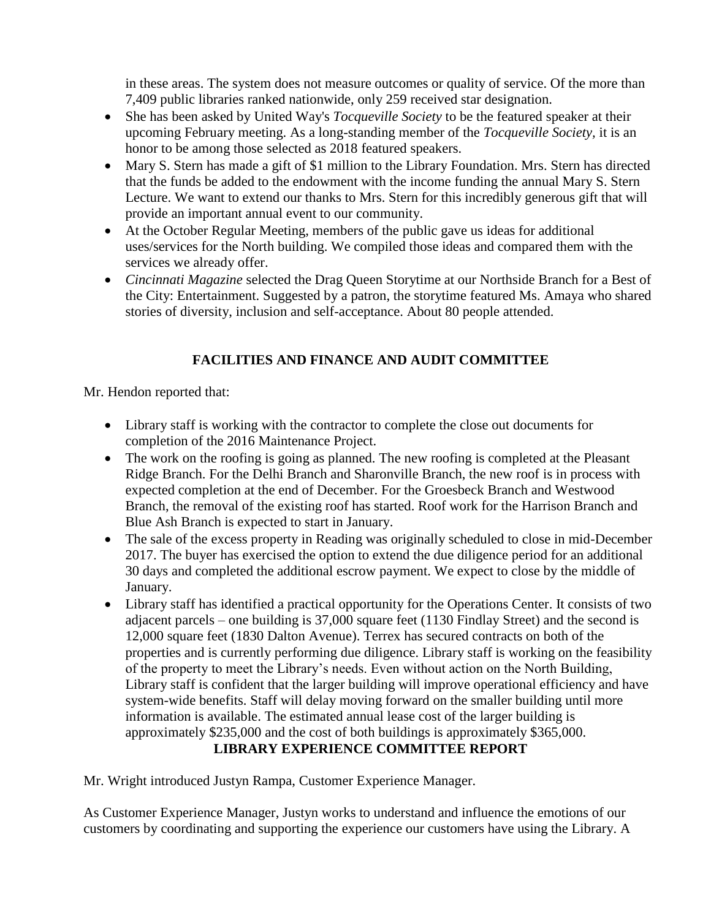in these areas. The system does not measure outcomes or quality of service. Of the more than 7,409 public libraries ranked nationwide, only 259 received star designation.

- She has been asked by United Way's *Tocqueville Society* to be the featured speaker at their upcoming February meeting. As a long-standing member of the *Tocqueville Society*, it is an honor to be among those selected as 2018 featured speakers.
- Mary S. Stern has made a gift of $1 million to the Library Foundation. Mrs. Stern has directed that the funds be added to the endowment with the income funding the annual Mary S. Stern Lecture. We want to extend our thanks to Mrs. Stern for this incredibly generous gift that will provide an important annual event to our community.
- At the October Regular Meeting, members of the public gave us ideas for additional uses/services for the North building. We compiled those ideas and compared them with the services we already offer.
- *Cincinnati Magazine* selected the Drag Queen Storytime at our Northside Branch for a Best of the City: Entertainment. Suggested by a patron, the storytime featured Ms. Amaya who shared stories of diversity, inclusion and self-acceptance. About 80 people attended.

## FACILITIES AND FINANCE AND AUDIT COMMITTEE

Mr. Hendon reported that:

- Library staff is working with the contractor to complete the close out documents for completion of the 2016 Maintenance Project.
- The work on the roofing is going as planned. The new roofing is completed at the Pleasant Ridge Branch. For the Delhi Branch and Sharonville Branch, the new roof is in process with expected completion at the end of December. For the Groesbeck Branch and Westwood Branch, the removal of the existing roof has started. Roof work for the Harrison Branch and Blue Ash Branch is expected to start in January.
- The sale of the excess property in Reading was originally scheduled to close in mid-December 2017. The buyer has exercised the option to extend the due diligence period for an additional 30 days and completed the additional escrow payment. We expect to close by the middle of January.
- Library staff has identified a practical opportunity for the Operations Center. It consists of two adjacent parcels – one building is 37,000 square feet (1130 Findlay Street) and the second is 12,000 square feet (1830 Dalton Avenue). Terrex has secured contracts on both of the properties and is currently performing due diligence. Library staff is working on the feasibility of the property to meet the Library's needs. Even without action on the North Building, Library staff is confident that the larger building will improve operational efficiency and have system-wide benefits. Staff will delay moving forward on the smaller building until more information is available. The estimated annual lease cost of the larger building is approximately $235,000 and the cost of both buildings is approximately $365,000.

## LIBRARY EXPERIENCE COMMITTEE REPORT

Mr. Wright introduced Justyn Rampa, Customer Experience Manager.

As Customer Experience Manager, Justyn works to understand and influence the emotions of our customers by coordinating and supporting the experience our customers have using the Library. A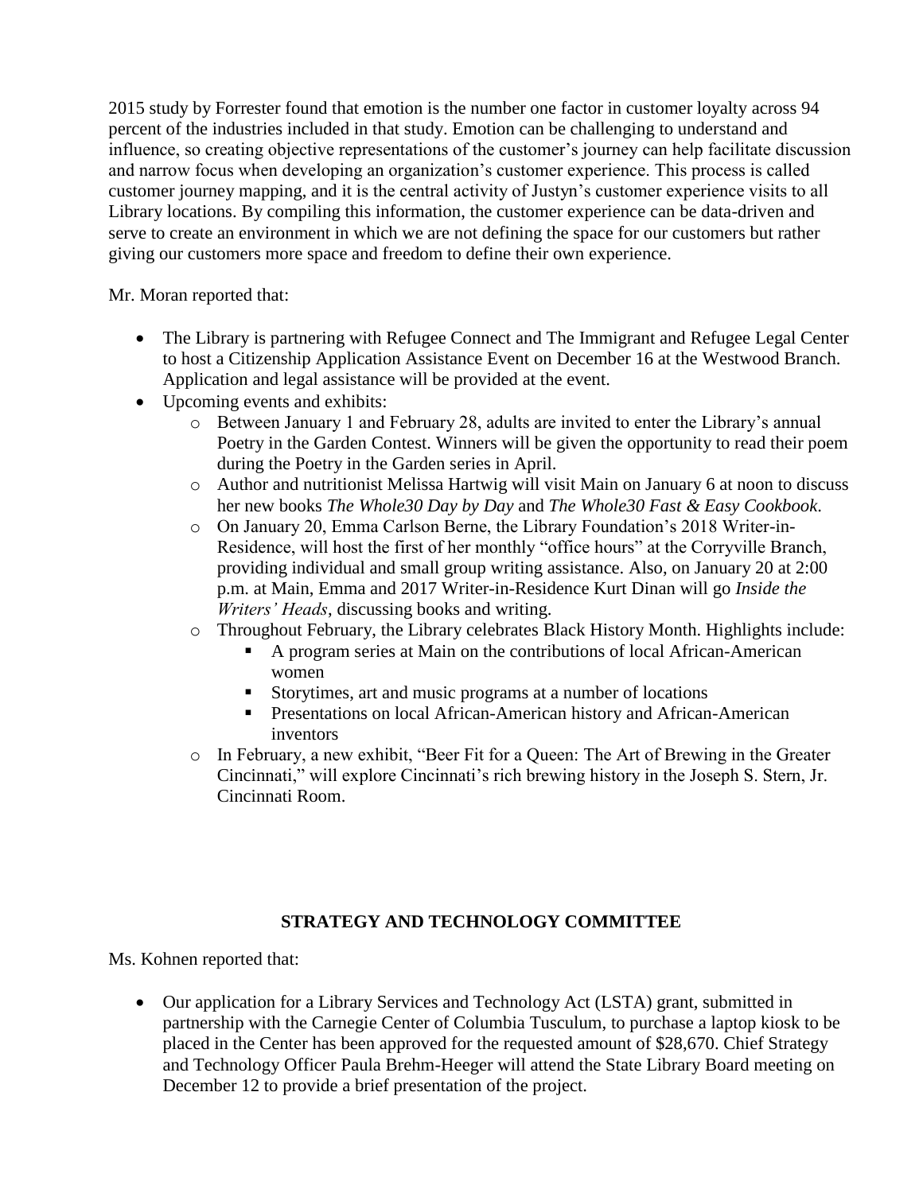2015 study by Forrester found that emotion is the number one factor in customer loyalty across 94 percent of the industries included in that study. Emotion can be challenging to understand and influence, so creating objective representations of the customer's journey can help facilitate discussion and narrow focus when developing an organization's customer experience. This process is called customer journey mapping, and it is the central activity of Justyn's customer experience visits to all Library locations. By compiling this information, the customer experience can be data-driven and serve to create an environment in which we are not defining the space for our customers but rather giving our customers more space and freedom to define their own experience.

Mr. Moran reported that:

- The Library is partnering with Refugee Connect and The Immigrant and Refugee Legal Center to host a Citizenship Application Assistance Event on December 16 at the Westwood Branch. Application and legal assistance will be provided at the event.
- Upcoming events and exhibits:
    - Between January 1 and February 28, adults are invited to enter the Library's annual Poetry in the Garden Contest. Winners will be given the opportunity to read their poem during the Poetry in the Garden series in April.
    - Author and nutritionist Melissa Hartwig will visit Main on January 6 at noon to discuss her new books *The Whole30 Day by Day* and *The Whole30 Fast & Easy Cookbook*.
    - On January 20, Emma Carlson Berne, the Library Foundation's 2018 Writer-in-Residence, will host the first of her monthly "office hours" at the Corryville Branch, providing individual and small group writing assistance. Also, on January 20 at 2:00 p.m. at Main, Emma and 2017 Writer-in-Residence Kurt Dinan will go *Inside the Writers' Heads*, discussing books and writing.
    - Throughout February, the Library celebrates Black History Month. Highlights include:
        - A program series at Main on the contributions of local African-American women
        - Storytimes, art and music programs at a number of locations
        - Presentations on local African-American history and African-American inventors
    - In February, a new exhibit, "Beer Fit for a Queen: The Art of Brewing in the Greater Cincinnati," will explore Cincinnati's rich brewing history in the Joseph S. Stern, Jr. Cincinnati Room.

## STRATEGY AND TECHNOLOGY COMMITTEE

Ms. Kohnen reported that:

- Our application for a Library Services and Technology Act (LSTA) grant, submitted in partnership with the Carnegie Center of Columbia Tusculum, to purchase a laptop kiosk to be placed in the Center has been approved for the requested amount of $28,670. Chief Strategy and Technology Officer Paula Brehm-Heeger will attend the State Library Board meeting on December 12 to provide a brief presentation of the project.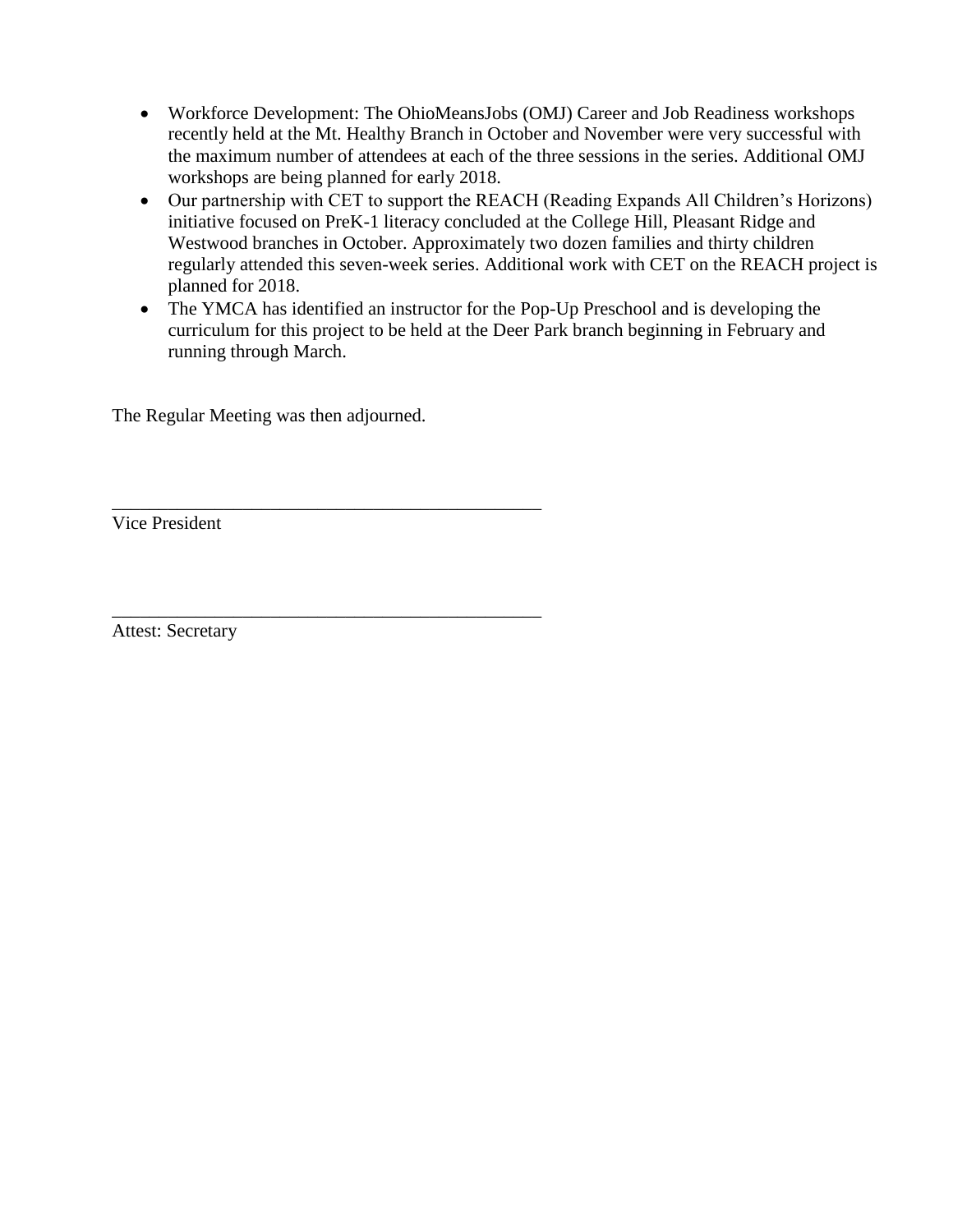- Workforce Development: The OhioMeansJobs (OMJ) Career and Job Readiness workshops recently held at the Mt. Healthy Branch in October and November were very successful with the maximum number of attendees at each of the three sessions in the series. Additional OMJ workshops are being planned for early 2018.
- Our partnership with CET to support the REACH (Reading Expands All Children's Horizons) initiative focused on PreK-1 literacy concluded at the College Hill, Pleasant Ridge and Westwood branches in October. Approximately two dozen families and thirty children regularly attended this seven-week series. Additional work with CET on the REACH project is planned for 2018.
- The YMCA has identified an instructor for the Pop-Up Preschool and is developing the curriculum for this project to be held at the Deer Park branch beginning in February and running through March.

The Regular Meeting was then adjourned.

\_\_\_\_\_\_\_\_\_\_\_\_\_\_\_\_\_\_\_\_\_\_\_\_\_\_\_\_\_\_\_\_\_\_\_\_\_\_\_\_\_\_\_\_\_\_

Vice President

\_\_\_\_\_\_\_\_\_\_\_\_\_\_\_\_\_\_\_\_\_\_\_\_\_\_\_\_\_\_\_\_\_\_\_\_\_\_\_\_\_\_\_\_\_\_

Attest: Secretary